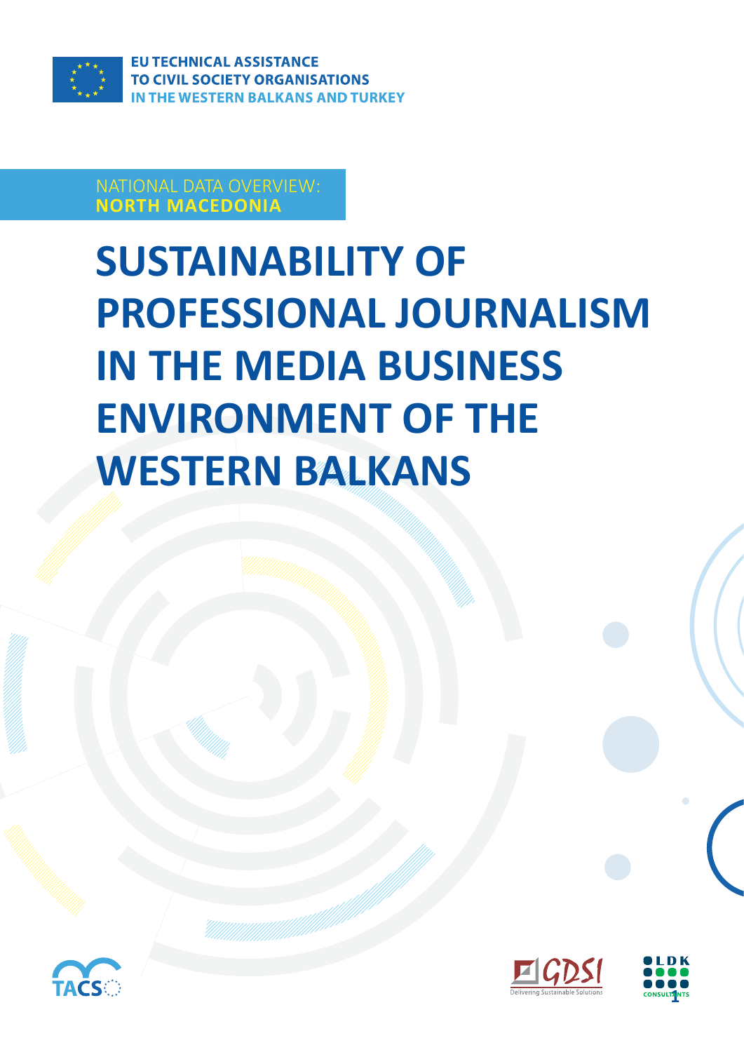EU TECHNICAL ASSISTANCE TO CIVIL SOCIETY ORGANISATIONS IN THE WESTERN BALKANS AND TURKEY

NATIONAL DATA OVERVIEW: **NORTH MACEDONIA**

# SUSTAINABILITY OF PROFESSIONAL JOURNALISM IN THE MEDIA BUSINESS ENVIRONMENT OF THE WESTERN BALKANS

TACSO

GDSI Delivering Sustainable Solutions

LDK CONSULTANTS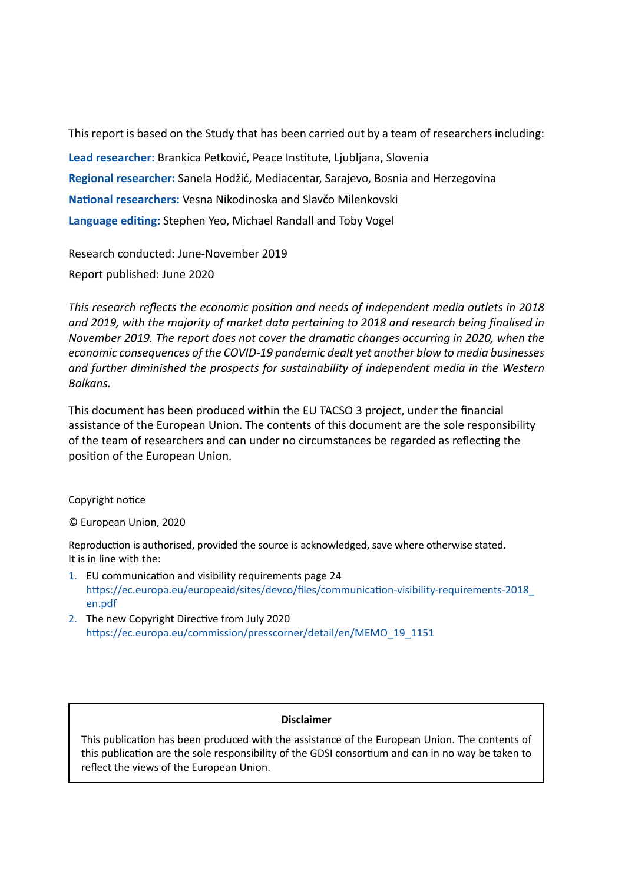This report is based on the Study that has been carried out by a team of researchers including:

**Lead researcher:** Brankica Petković, Peace Institute, Ljubljana, Slovenia

**Regional researcher:** Sanela Hodžić, Mediacentar, Sarajevo, Bosnia and Herzegovina

**National researchers:** Vesna Nikodinoska and Slavčo Milenkovski

**Language editing:** Stephen Yeo, Michael Randall and Toby Vogel

Research conducted: June-November 2019

Report published: June 2020

*This research reflects the economic position and needs of independent media outlets in 2018 and 2019, with the majority of market data pertaining to 2018 and research being finalised in November 2019. The report does not cover the dramatic changes occurring in 2020, when the economic consequences of the COVID-19 pandemic dealt yet another blow to media businesses and further diminished the prospects for sustainability of independent media in the Western Balkans.*

This document has been produced within the EU TACSO 3 project, under the financial assistance of the European Union. The contents of this document are the sole responsibility of the team of researchers and can under no circumstances be regarded as reflecting the position of the European Union.

Copyright notice

© European Union, 2020

Reproduction is authorised, provided the source is acknowledged, save where otherwise stated.
It is in line with the:

1. EU communication and visibility requirements page 24
   https://ec.europa.eu/europeaid/sites/devco/files/communication-visibility-requirements-2018_en.pdf
2. The new Copyright Directive from July 2020
   https://ec.europa.eu/commission/presscorner/detail/en/MEMO_19_1151

**Disclaimer**

This publication has been produced with the assistance of the European Union. The contents of this publication are the sole responsibility of the GDSI consortium and can in no way be taken to reflect the views of the European Union.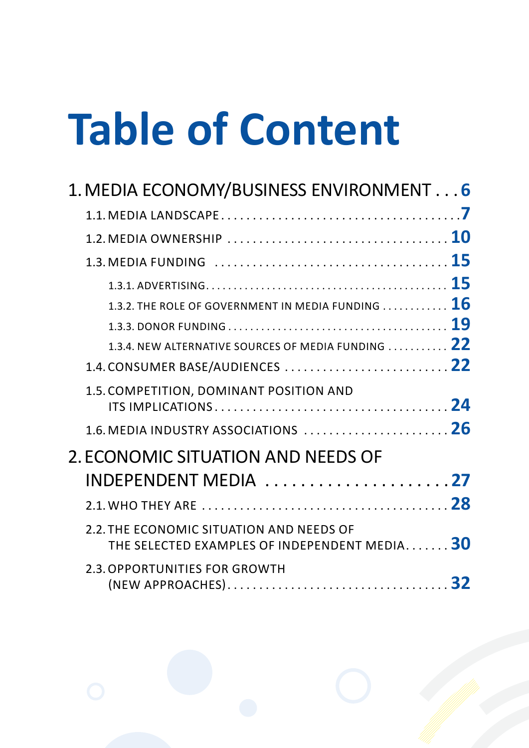# Table of Content

1. MEDIA ECONOMY/BUSINESS ENVIRONMENT . . . 6
   - 1.1. MEDIA LANDSCAPE . . . 7
   - 1.2. MEDIA OWNERSHIP . . . 10
   - 1.3. MEDIA FUNDING . . . 15
     - 1.3.1. ADVERTISING . . . 15
     - 1.3.2. THE ROLE OF GOVERNMENT IN MEDIA FUNDING . . . 16
     - 1.3.3. DONOR FUNDING . . . 19
     - 1.3.4. NEW ALTERNATIVE SOURCES OF MEDIA FUNDING . . . 22
   - 1.4. CONSUMER BASE/AUDIENCES . . . 22
   - 1.5. COMPETITION, DOMINANT POSITION AND ITS IMPLICATIONS . . . 24
   - 1.6. MEDIA INDUSTRY ASSOCIATIONS . . . 26
2. ECONOMIC SITUATION AND NEEDS OF INDEPENDENT MEDIA . . . 27
   - 2.1. WHO THEY ARE . . . 28
   - 2.2. THE ECONOMIC SITUATION AND NEEDS OF THE SELECTED EXAMPLES OF INDEPENDENT MEDIA . . . 30
   - 2.3. OPPORTUNITIES FOR GROWTH (NEW APPROACHES) . . . 32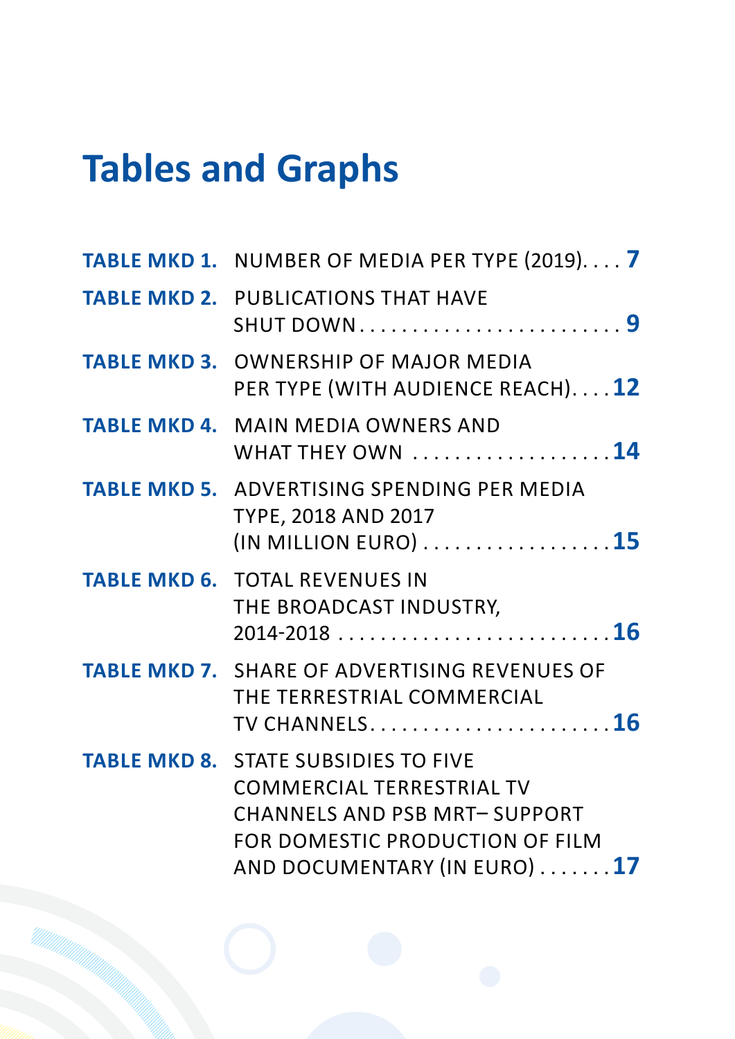# Tables and Graphs

**TABLE MKD 1.** NUMBER OF MEDIA PER TYPE (2019). . . . **7**

**TABLE MKD 2.** PUBLICATIONS THAT HAVE SHUT DOWN . . . . . . . . . . . . . . . . . . . . . . . . . . **9**

**TABLE MKD 3.** OWNERSHIP OF MAJOR MEDIA PER TYPE (WITH AUDIENCE REACH). . . . **12**

**TABLE MKD 4.** MAIN MEDIA OWNERS AND WHAT THEY OWN . . . . . . . . . . . . . . . . . . . . **14**

**TABLE MKD 5.** ADVERTISING SPENDING PER MEDIA TYPE, 2018 AND 2017 (IN MILLION EURO) . . . . . . . . . . . . . . . . . . **15**

**TABLE MKD 6.** TOTAL REVENUES IN THE BROADCAST INDUSTRY, 2014-2018 . . . . . . . . . . . . . . . . . . . . . . . . . . **16**

**TABLE MKD 7.** SHARE OF ADVERTISING REVENUES OF THE TERRESTRIAL COMMERCIAL TV CHANNELS. . . . . . . . . . . . . . . . . . . . . . . . **16**

**TABLE MKD 8.** STATE SUBSIDIES TO FIVE COMMERCIAL TERRESTRIAL TV CHANNELS AND PSB MRT– SUPPORT FOR DOMESTIC PRODUCTION OF FILM AND DOCUMENTARY (IN EURO) . . . . . . . **17**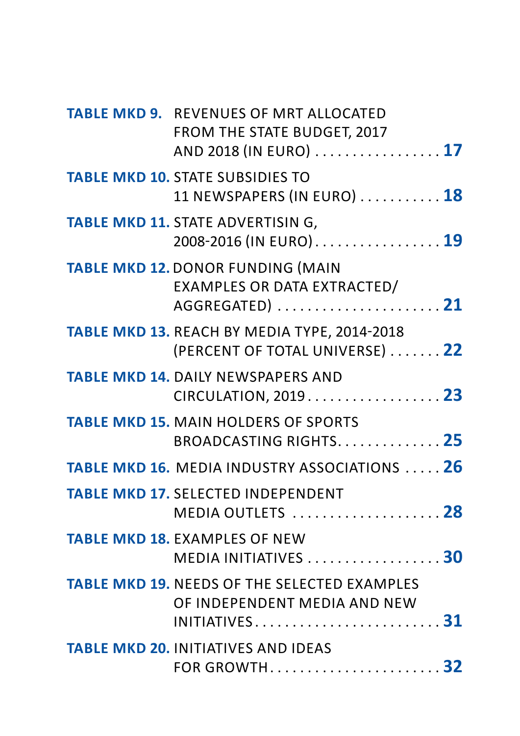**TABLE MKD 9.** REVENUES OF MRT ALLOCATED FROM THE STATE BUDGET, 2017 AND 2018 (IN EURO) . . . . . . . . . . . . . . . . . **17**

**TABLE MKD 10.** STATE SUBSIDIES TO 11 NEWSPAPERS (IN EURO) . . . . . . . . . . . **18**

**TABLE MKD 11.** STATE ADVERTISIN G, 2008-2016 (IN EURO) . . . . . . . . . . . . . . . . . **19**

**TABLE MKD 12.** DONOR FUNDING (MAIN EXAMPLES OR DATA EXTRACTED/ AGGREGATED) . . . . . . . . . . . . . . . . . . . . . . **21**

**TABLE MKD 13.** REACH BY MEDIA TYPE, 2014-2018 (PERCENT OF TOTAL UNIVERSE) . . . . . . . **22**

**TABLE MKD 14.** DAILY NEWSPAPERS AND CIRCULATION, 2019 . . . . . . . . . . . . . . . . . . **23**

**TABLE MKD 15.** MAIN HOLDERS OF SPORTS BROADCASTING RIGHTS. . . . . . . . . . . . . . **25**

**TABLE MKD 16.** MEDIA INDUSTRY ASSOCIATIONS . . . . . **26**

**TABLE MKD 17.** SELECTED INDEPENDENT MEDIA OUTLETS . . . . . . . . . . . . . . . . . . . . **28**

**TABLE MKD 18.** EXAMPLES OF NEW MEDIA INITIATIVES . . . . . . . . . . . . . . . . . . **30**

**TABLE MKD 19.** NEEDS OF THE SELECTED EXAMPLES OF INDEPENDENT MEDIA AND NEW INITIATIVES. . . . . . . . . . . . . . . . . . . . . . . . . **31**

**TABLE MKD 20.** INITIATIVES AND IDEAS FOR GROWTH. . . . . . . . . . . . . . . . . . . . . . . **32**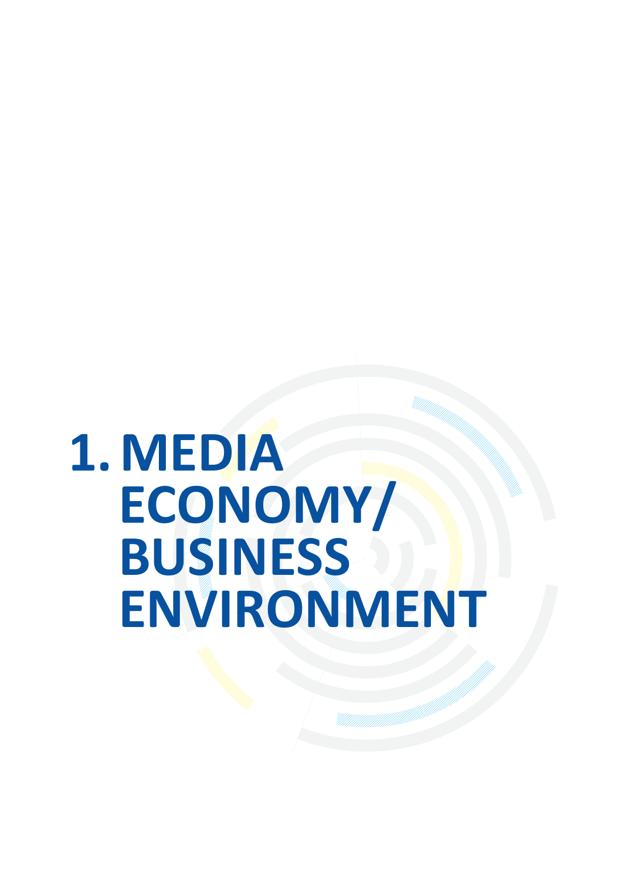# 1. MEDIA ECONOMY/ BUSINESS ENVIRONMENT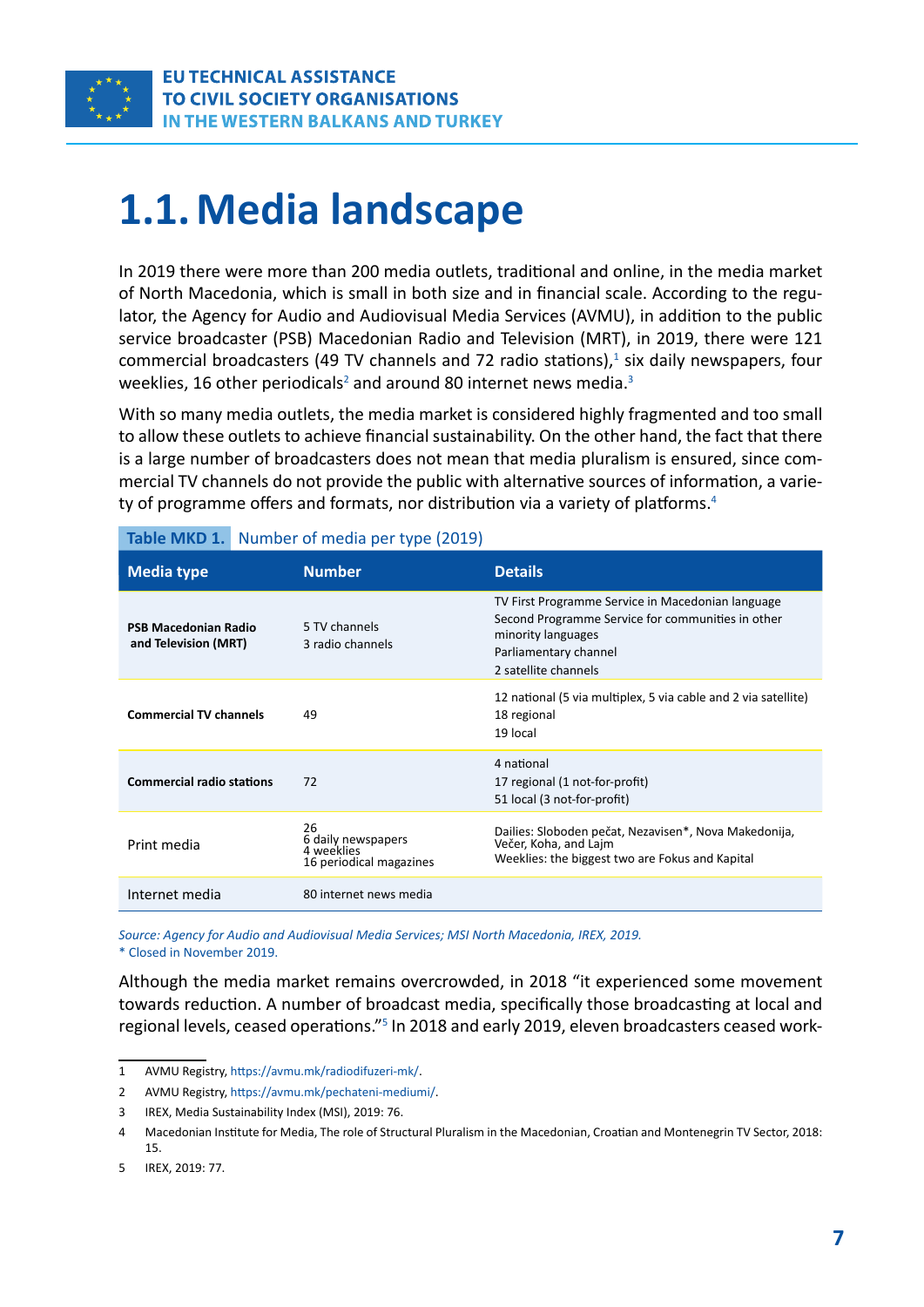# 1.1. Media landscape

In 2019 there were more than 200 media outlets, traditional and online, in the media market of North Macedonia, which is small in both size and in financial scale. According to the regulator, the Agency for Audio and Audiovisual Media Services (AVMU), in addition to the public service broadcaster (PSB) Macedonian Radio and Television (MRT), in 2019, there were 121 commercial broadcasters (49 TV channels and 72 radio stations),[1] six daily newspapers, four weeklies, 16 other periodicals[2] and around 80 internet news media.[3]

With so many media outlets, the media market is considered highly fragmented and too small to allow these outlets to achieve financial sustainability. On the other hand, the fact that there is a large number of broadcasters does not mean that media pluralism is ensured, since commercial TV channels do not provide the public with alternative sources of information, a variety of programme offers and formats, nor distribution via a variety of platforms.[4]

**Table MKD 1.** Number of media per type (2019)

| Media type | Number | Details |
|---|---|---|
| **PSB Macedonian Radio and Television (MRT)** | 5 TV channels<br>3 radio channels | TV First Programme Service in Macedonian language<br>Second Programme Service for communities in other minority languages<br>Parliamentary channel<br>2 satellite channels |
| **Commercial TV channels** | 49 | 12 national (5 via multiplex, 5 via cable and 2 via satellite)<br>18 regional<br>19 local |
| **Commercial radio stations** | 72 | 4 national<br>17 regional (1 not-for-profit)<br>51 local (3 not-for-profit) |
| Print media | 26<br>6 daily newspapers<br>4 weeklies<br>16 periodical magazines | Dailies: Sloboden pečat, Nezavisen*, Nova Makedonija, Večer, Koha, and Lajm<br>Weeklies: the biggest two are Fokus and Kapital |
| Internet media | 80 internet news media | |

*Source: Agency for Audio and Audiovisual Media Services; MSI North Macedonia, IREX, 2019.*
\* Closed in November 2019.

Although the media market remains overcrowded, in 2018 "it experienced some movement towards reduction. A number of broadcast media, specifically those broadcasting at local and regional levels, ceased operations."[5] In 2018 and early 2019, eleven broadcasters ceased work-

---

1 AVMU Registry, https://avmu.mk/radiodifuzeri-mk/.

2 AVMU Registry, https://avmu.mk/pechateni-mediumi/.

3 IREX, Media Sustainability Index (MSI), 2019: 76.

4 Macedonian Institute for Media, The role of Structural Pluralism in the Macedonian, Croatian and Montenegrin TV Sector, 2018: 15.

5 IREX, 2019: 77.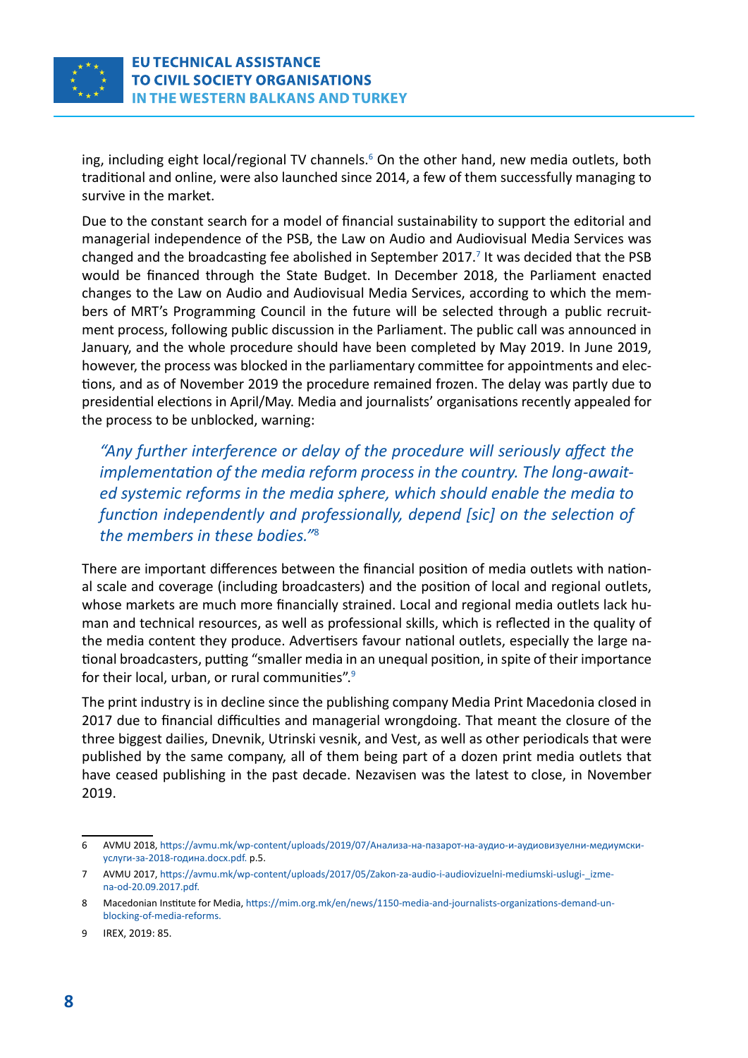ing, including eight local/regional TV channels.[6] On the other hand, new media outlets, both traditional and online, were also launched since 2014, a few of them successfully managing to survive in the market.

Due to the constant search for a model of financial sustainability to support the editorial and managerial independence of the PSB, the Law on Audio and Audiovisual Media Services was changed and the broadcasting fee abolished in September 2017.[7] It was decided that the PSB would be financed through the State Budget. In December 2018, the Parliament enacted changes to the Law on Audio and Audiovisual Media Services, according to which the members of MRT's Programming Council in the future will be selected through a public recruitment process, following public discussion in the Parliament. The public call was announced in January, and the whole procedure should have been completed by May 2019. In June 2019, however, the process was blocked in the parliamentary committee for appointments and elections, and as of November 2019 the procedure remained frozen. The delay was partly due to presidential elections in April/May. Media and journalists' organisations recently appealed for the process to be unblocked, warning:

> *"Any further interference or delay of the procedure will seriously affect the implementation of the media reform process in the country. The long-awaited systemic reforms in the media sphere, which should enable the media to function independently and professionally, depend [sic] on the selection of the members in these bodies."*[8]

There are important differences between the financial position of media outlets with national scale and coverage (including broadcasters) and the position of local and regional outlets, whose markets are much more financially strained. Local and regional media outlets lack human and technical resources, as well as professional skills, which is reflected in the quality of the media content they produce. Advertisers favour national outlets, especially the large national broadcasters, putting "smaller media in an unequal position, in spite of their importance for their local, urban, or rural communities".[9]

The print industry is in decline since the publishing company Media Print Macedonia closed in 2017 due to financial difficulties and managerial wrongdoing. That meant the closure of the three biggest dailies, Dnevnik, Utrinski vesnik, and Vest, as well as other periodicals that were published by the same company, all of them being part of a dozen print media outlets that have ceased publishing in the past decade. Nezavisen was the latest to close, in November 2019.

---

6 AVMU 2018, https://avmu.mk/wp-content/uploads/2019/07/Анализа-на-пазарот-на-аудио-и-аудиовизуелни-медиумски-услуги-за-2018-година.docx.pdf. p.5.

7 AVMU 2017, https://avmu.mk/wp-content/uploads/2017/05/Zakon-za-audio-i-audiovizuelni-mediumski-uslugi-_izmena-od-20.09.2017.pdf.

8 Macedonian Institute for Media, https://mim.org.mk/en/news/1150-media-and-journalists-organizations-demand-unblocking-of-media-reforms.

9 IREX, 2019: 85.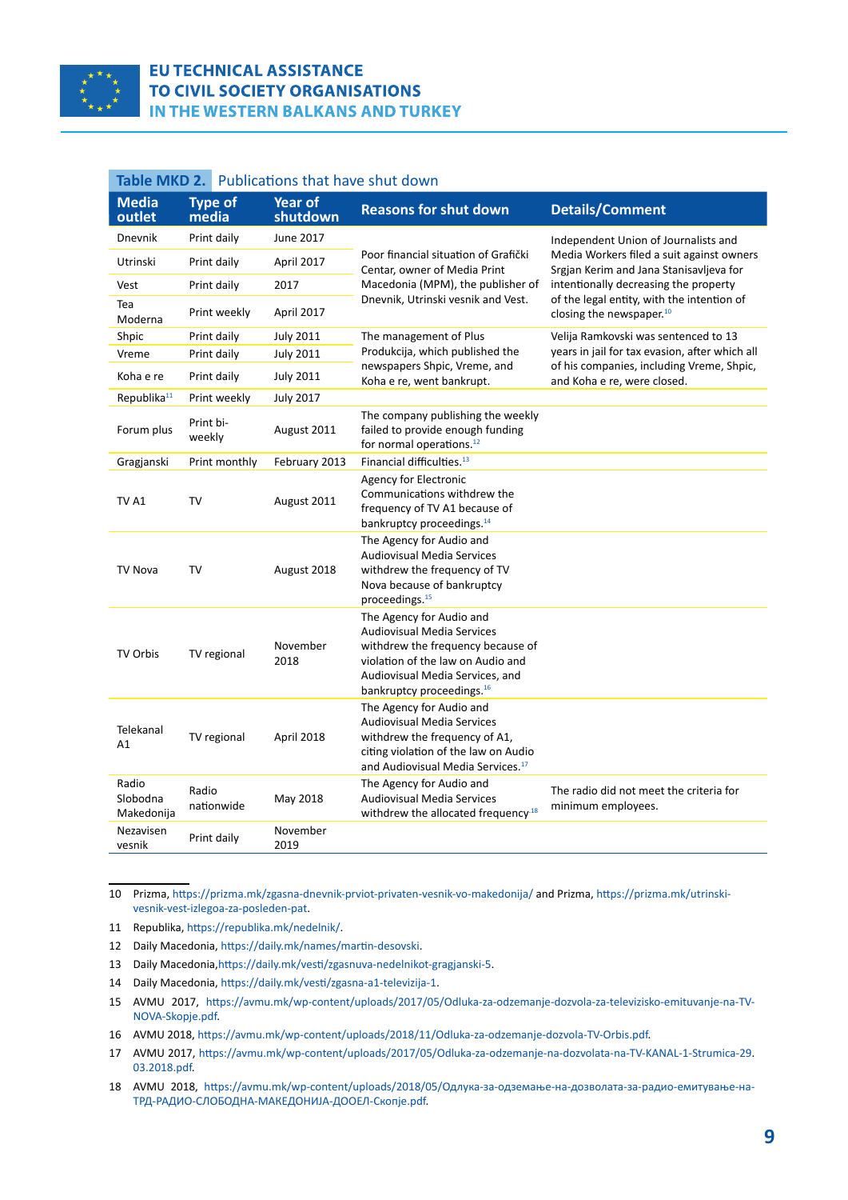**Table MKD 2.** Publications that have shut down

| Media outlet | Type of media | Year of shutdown | Reasons for shut down | Details/Comment |
|---|---|---|---|---|
| Dnevnik | Print daily | June 2017 | Poor financial situation of Grafički Centar, owner of Media Print Macedonia (MPM), the publisher of Dnevnik, Utrinski vesnik and Vest. | Independent Union of Journalists and Media Workers filed a suit against owners Srgjan Kerim and Jana Stanisavljeva for intentionally decreasing the property of the legal entity, with the intention of closing the newspaper.[10] |
| Utrinski | Print daily | April 2017 | | |
| Vest | Print daily | 2017 | | |
| Tea Moderna | Print weekly | April 2017 | | |
| Shpic | Print daily | July 2011 | The management of Plus Produkcija, which published the newspapers Shpic, Vreme, and Koha e re, went bankrupt. | Velija Ramkovski was sentenced to 13 years in jail for tax evasion, after which all of his companies, including Vreme, Shpic, and Koha e re, were closed. |
| Vreme | Print daily | July 2011 | | |
| Koha e re | Print daily | July 2011 | | |
| Republika[11] | Print weekly | July 2017 | | |
| Forum plus | Print bi-weekly | August 2011 | The company publishing the weekly failed to provide enough funding for normal operations.[12] | |
| Gragjanski | Print monthly | February 2013 | Financial difficulties.[13] | |
| TV A1 | TV | August 2011 | Agency for Electronic Communications withdrew the frequency of TV A1 because of bankruptcy proceedings.[14] | |
| TV Nova | TV | August 2018 | The Agency for Audio and Audiovisual Media Services withdrew the frequency of TV Nova because of bankruptcy proceedings.[15] | |
| TV Orbis | TV regional | November 2018 | The Agency for Audio and Audiovisual Media Services withdrew the frequency because of violation of the law on Audio and Audiovisual Media Services, and bankruptcy proceedings.[16] | |
| Telekanal A1 | TV regional | April 2018 | The Agency for Audio and Audiovisual Media Services withdrew the frequency of A1, citing violation of the law on Audio and Audiovisual Media Services.[17] | |
| Radio Slobodna Makedonija | Radio nationwide | May 2018 | The Agency for Audio and Audiovisual Media Services withdrew the allocated frequency[18] | The radio did not meet the criteria for minimum employees. |
| Nezavisen vesnik | Print daily | November 2019 | | |

10 Prizma, https://prizma.mk/zgasna-dnevnik-prviot-privaten-vesnik-vo-makedonija/ and Prizma, https://prizma.mk/utrinski-vesnik-vest-izlegoa-za-posleden-pat.

11 Republika, https://republika.mk/nedelnik/.

12 Daily Macedonia, https://daily.mk/names/martin-desovski.

13 Daily Macedonia,https://daily.mk/vesti/zgasnuva-nedelnikot-gragjanski-5.

14 Daily Macedonia, https://daily.mk/vesti/zgasna-a1-televizija-1.

15 AVMU 2017, https://avmu.mk/wp-content/uploads/2017/05/Odluka-za-odzemanje-dozvola-za-televizisko-emituvanje-na-TV-NOVA-Skopje.pdf.

16 AVMU 2018, https://avmu.mk/wp-content/uploads/2018/11/Odluka-za-odzemanje-dozvola-TV-Orbis.pdf.

17 AVMU 2017, https://avmu.mk/wp-content/uploads/2017/05/Odluka-za-odzemanje-na-dozvolata-na-TV-KANAL-1-Strumica-29.03.2018.pdf.

18 AVMU 2018, https://avmu.mk/wp-content/uploads/2018/05/Одлука-за-одземање-на-дозволата-за-радио-емитување-на-ТРД-РАДИО-СЛОБОДНА-МАКЕДОНИЈА-ДООЕЛ-Скопје.pdf.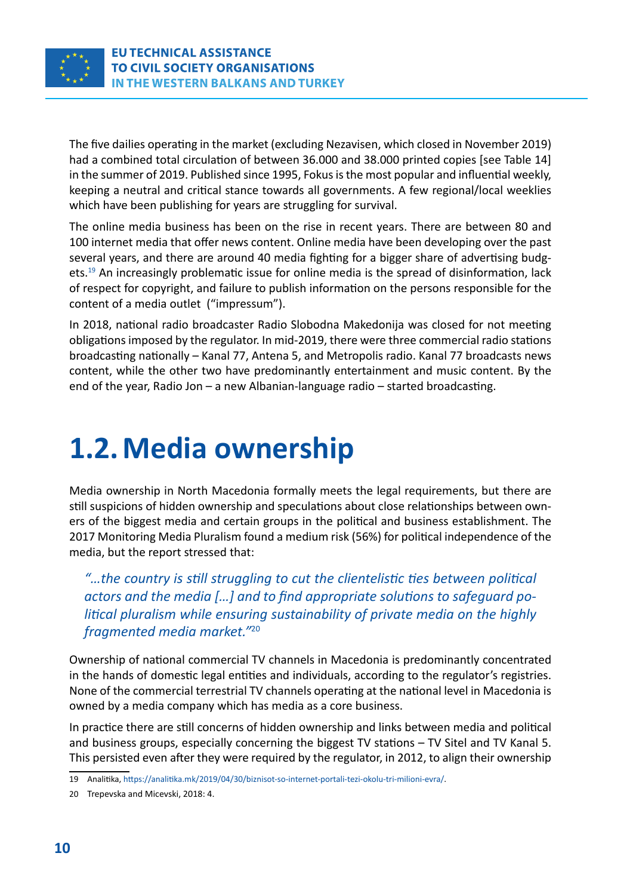The five dailies operating in the market (excluding Nezavisen, which closed in November 2019) had a combined total circulation of between 36.000 and 38.000 printed copies [see Table 14] in the summer of 2019. Published since 1995, Fokus is the most popular and influential weekly, keeping a neutral and critical stance towards all governments. A few regional/local weeklies which have been publishing for years are struggling for survival.

The online media business has been on the rise in recent years. There are between 80 and 100 internet media that offer news content. Online media have been developing over the past several years, and there are around 40 media fighting for a bigger share of advertising budgets.[19] An increasingly problematic issue for online media is the spread of disinformation, lack of respect for copyright, and failure to publish information on the persons responsible for the content of a media outlet ("impressum").

In 2018, national radio broadcaster Radio Slobodna Makedonija was closed for not meeting obligations imposed by the regulator. In mid-2019, there were three commercial radio stations broadcasting nationally – Kanal 77, Antena 5, and Metropolis radio. Kanal 77 broadcasts news content, while the other two have predominantly entertainment and music content. By the end of the year, Radio Jon – a new Albanian-language radio – started broadcasting.

# 1.2. Media ownership

Media ownership in North Macedonia formally meets the legal requirements, but there are still suspicions of hidden ownership and speculations about close relationships between owners of the biggest media and certain groups in the political and business establishment. The 2017 Monitoring Media Pluralism found a medium risk (56%) for political independence of the media, but the report stressed that:

> *"…the country is still struggling to cut the clientelistic ties between political actors and the media […] and to find appropriate solutions to safeguard political pluralism while ensuring sustainability of private media on the highly fragmented media market."*[20]

Ownership of national commercial TV channels in Macedonia is predominantly concentrated in the hands of domestic legal entities and individuals, according to the regulator's registries. None of the commercial terrestrial TV channels operating at the national level in Macedonia is owned by a media company which has media as a core business.

In practice there are still concerns of hidden ownership and links between media and political and business groups, especially concerning the biggest TV stations – TV Sitel and TV Kanal 5. This persisted even after they were required by the regulator, in 2012, to align their ownership

---

19 Analitika, https://analitika.mk/2019/04/30/biznisot-so-internet-portali-tezi-okolu-tri-milioni-evra/.

20 Trepevska and Micevski, 2018: 4.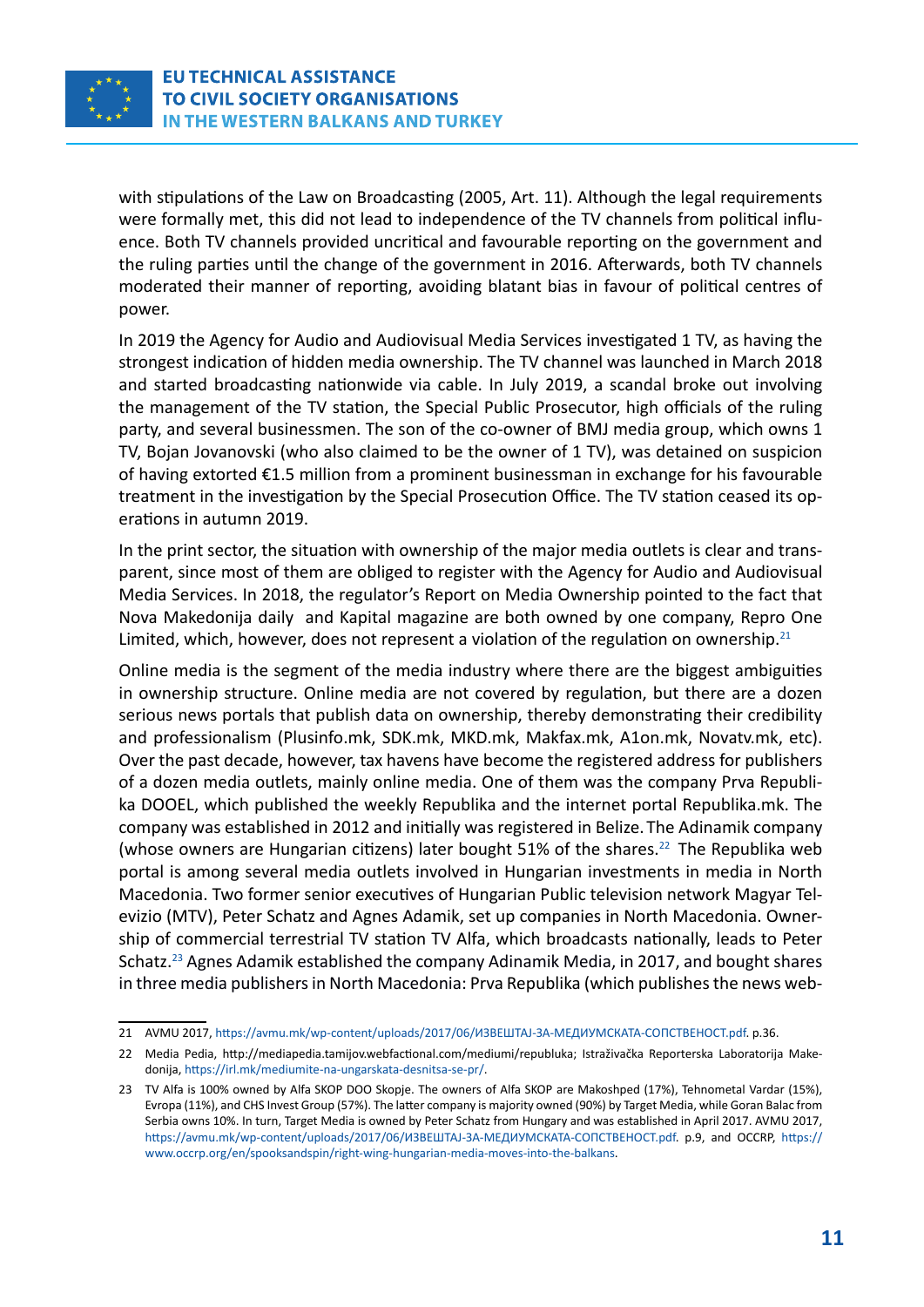with stipulations of the Law on Broadcasting (2005, Art. 11). Although the legal requirements were formally met, this did not lead to independence of the TV channels from political influence. Both TV channels provided uncritical and favourable reporting on the government and the ruling parties until the change of the government in 2016. Afterwards, both TV channels moderated their manner of reporting, avoiding blatant bias in favour of political centres of power.

In 2019 the Agency for Audio and Audiovisual Media Services investigated 1 TV, as having the strongest indication of hidden media ownership. The TV channel was launched in March 2018 and started broadcasting nationwide via cable. In July 2019, a scandal broke out involving the management of the TV station, the Special Public Prosecutor, high officials of the ruling party, and several businessmen. The son of the co-owner of BMJ media group, which owns 1 TV, Bojan Jovanovski (who also claimed to be the owner of 1 TV), was detained on suspicion of having extorted €1.5 million from a prominent businessman in exchange for his favourable treatment in the investigation by the Special Prosecution Office. The TV station ceased its operations in autumn 2019.

In the print sector, the situation with ownership of the major media outlets is clear and transparent, since most of them are obliged to register with the Agency for Audio and Audiovisual Media Services. In 2018, the regulator's Report on Media Ownership pointed to the fact that Nova Makedonija daily and Kapital magazine are both owned by one company, Repro One Limited, which, however, does not represent a violation of the regulation on ownership.[21]

Online media is the segment of the media industry where there are the biggest ambiguities in ownership structure. Online media are not covered by regulation, but there are a dozen serious news portals that publish data on ownership, thereby demonstrating their credibility and professionalism (Plusinfo.mk, SDK.mk, MKD.mk, Makfax.mk, A1on.mk, Novatv.mk, etc). Over the past decade, however, tax havens have become the registered address for publishers of a dozen media outlets, mainly online media. One of them was the company Prva Republika DOOEL, which published the weekly Republika and the internet portal Republika.mk. The company was established in 2012 and initially was registered in Belize. The Adinamik company (whose owners are Hungarian citizens) later bought 51% of the shares.[22] The Republika web portal is among several media outlets involved in Hungarian investments in media in North Macedonia. Two former senior executives of Hungarian Public television network Magyar Televizio (MTV), Peter Schatz and Agnes Adamik, set up companies in North Macedonia. Ownership of commercial terrestrial TV station TV Alfa, which broadcasts nationally, leads to Peter Schatz.[23] Agnes Adamik established the company Adinamik Media, in 2017, and bought shares in three media publishers in North Macedonia: Prva Republika (which publishes the news web-

---

21 AVMU 2017, https://avmu.mk/wp-content/uploads/2017/06/ИЗВЕШТАЈ-ЗА-МЕДИУМСКАТА-СОПСТВЕНОСТ.pdf. p.36.

22 Media Pedia, http://mediapedia.tamijov.webfactional.com/mediumi/republuka; Istraživačka Reporterska Laboratorija Makedonija, https://irl.mk/mediumite-na-ungarskata-desnitsa-se-pr/.

23 TV Alfa is 100% owned by Alfa SKOP DOO Skopje. The owners of Alfa SKOP are Makoshped (17%), Tehnometal Vardar (15%), Evropa (11%), and CHS Invest Group (57%). The latter company is majority owned (90%) by Target Media, while Goran Balac from Serbia owns 10%. In turn, Target Media is owned by Peter Schatz from Hungary and was established in April 2017. AVMU 2017, https://avmu.mk/wp-content/uploads/2017/06/ИЗВЕШТАЈ-ЗА-МЕДИУМСКАТА-СОПСТВЕНОСТ.pdf. p.9, and OCCRP, https://www.occrp.org/en/spooksandspin/right-wing-hungarian-media-moves-into-the-balkans.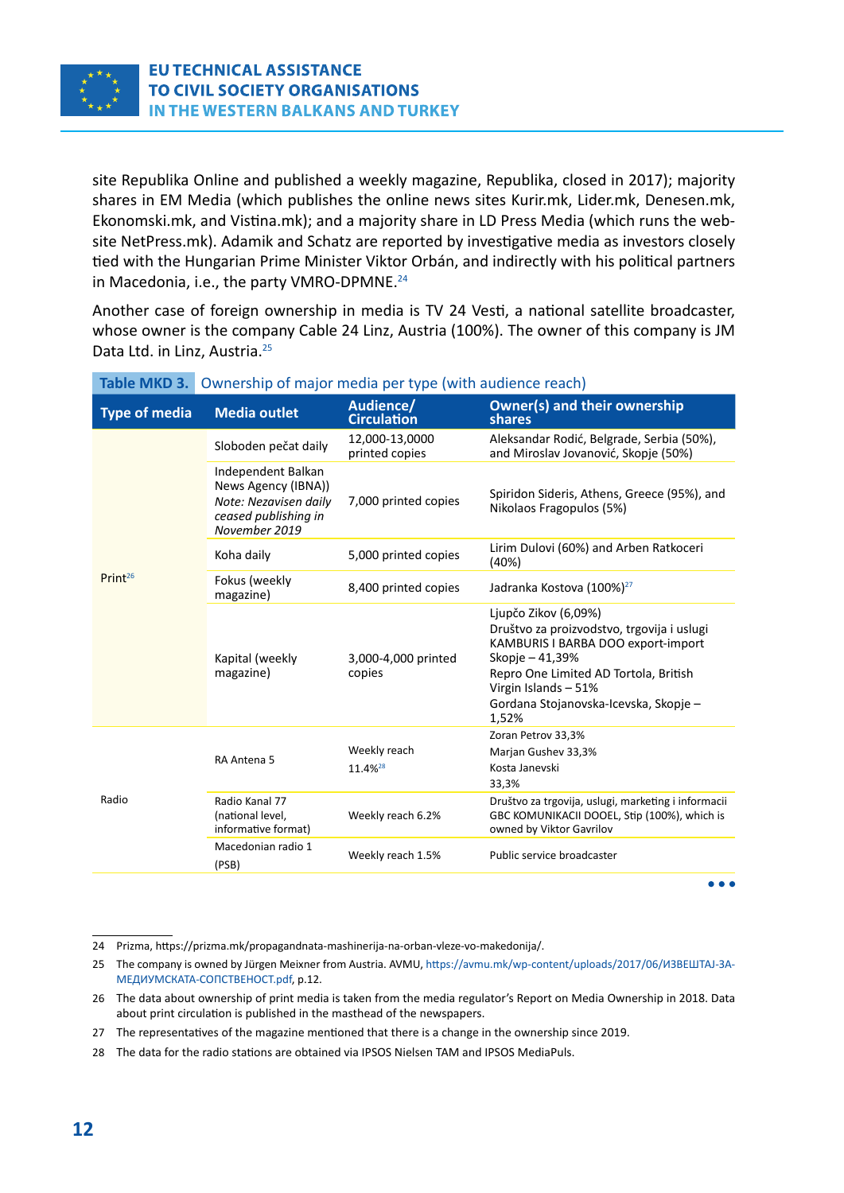site Republika Online and published a weekly magazine, Republika, closed in 2017); majority shares in EM Media (which publishes the online news sites Kurir.mk, Lider.mk, Denesen.mk, Ekonomski.mk, and Vistina.mk); and a majority share in LD Press Media (which runs the website NetPress.mk). Adamik and Schatz are reported by investigative media as investors closely tied with the Hungarian Prime Minister Viktor Orbán, and indirectly with his political partners in Macedonia, i.e., the party VMRO-DPMNE.[24]

Another case of foreign ownership in media is TV 24 Vesti, a national satellite broadcaster, whose owner is the company Cable 24 Linz, Austria (100%). The owner of this company is JM Data Ltd. in Linz, Austria.[25]

**Table MKD 3.** Ownership of major media per type (with audience reach)

| Type of media | Media outlet | Audience/ Circulation | Owner(s) and their ownership shares |
|---|---|---|---|
| Print[26] | Sloboden pečat daily | 12,000-13,0000 printed copies | Aleksandar Rodić, Belgrade, Serbia (50%), and Miroslav Jovanović, Skopje (50%) |
| | Independent Balkan News Agency (IBNA)) *Note: Nezavisen daily ceased publishing in November 2019* | 7,000 printed copies | Spiridon Sideris, Athens, Greece (95%), and Nikolaos Fragopulos (5%) |
| | Koha daily | 5,000 printed copies | Lirim Dulovi (60%) and Arben Ratkoceri (40%) |
| | Fokus (weekly magazine) | 8,400 printed copies | Jadranka Kostova (100%)[27] |
| | Kapital (weekly magazine) | 3,000-4,000 printed copies | Ljupčo Zikov (6,09%)<br>Društvo za proizvodstvo, trgovija i uslugi KAMBURIS I BARBA DOO export-import Skopje – 41,39%<br>Repro One Limited AD Tortola, British Virgin Islands – 51%<br>Gordana Stojanovska-Icevska, Skopje – 1,52% |
| Radio | RA Antena 5 | Weekly reach 11.4%[28] | Zoran Petrov 33,3%<br>Marjan Gushev 33,3%<br>Kosta Janevski 33,3% |
| | Radio Kanal 77 (national level, informative format) | Weekly reach 6.2% | Društvo za trgovija, uslugi, marketing i informacii GBC KOMUNIKACII DOOEL, Stip (100%), which is owned by Viktor Gavrilov |
| | Macedonian radio 1 (PSB) | Weekly reach 1.5% | Public service broadcaster |

24 Prizma, https://prizma.mk/propagandnata-mashinerija-na-orban-vleze-vo-makedonija/.

25 The company is owned by Jürgen Meixner from Austria. AVMU, https://avmu.mk/wp-content/uploads/2017/06/ИЗВЕШТАЈ-ЗА-МЕДИУМСКАТА-СОПСТВЕНОСТ.pdf, p.12.

26 The data about ownership of print media is taken from the media regulator's Report on Media Ownership in 2018. Data about print circulation is published in the masthead of the newspapers.

27 The representatives of the magazine mentioned that there is a change in the ownership since 2019.

28 The data for the radio stations are obtained via IPSOS Nielsen TAM and IPSOS MediaPuls.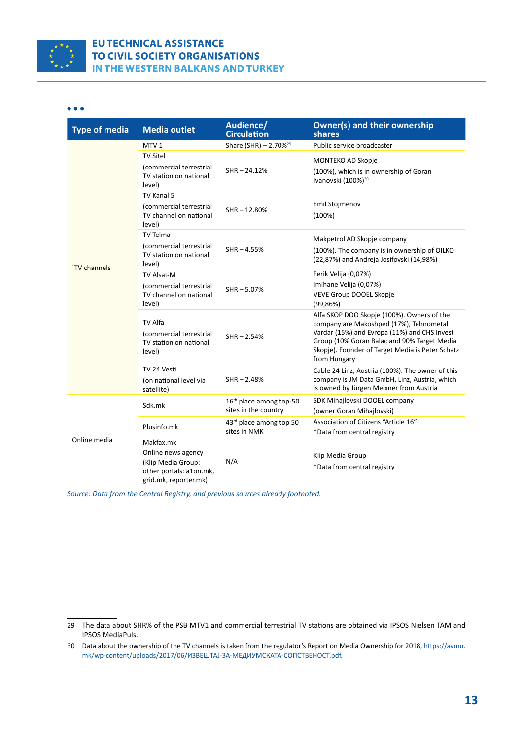| Type of media | Media outlet | Audience/ Circulation | Owner(s) and their ownership shares |
|---|---|---|---|
| `TV channels | MTV 1 | Share (SHR) – 2.70%[29] | Public service broadcaster |
| | TV Sitel (commercial terrestrial TV station on national level) | SHR – 24.12% | MONTEKO AD Skopje (100%), which is in ownership of Goran Ivanovski (100%)[30] |
| | TV Kanal 5 (commercial terrestrial TV channel on national level) | SHR – 12.80% | Emil Stojmenov (100%) |
| | TV Telma (commercial terrestrial TV station on national level) | SHR – 4.55% | Makpetrol AD Skopje company (100%). The company is in ownership of OILKO (22,87%) and Andreja Josifovski (14,98%) |
| | TV Alsat-M (commercial terrestrial TV channel on national level) | SHR – 5.07% | Ferik Velija (0,07%) Imihane Velija (0,07%) VEVE Group DOOEL Skopje (99,86%) |
| | TV Alfa (commercial terrestrial TV station on national level) | SHR – 2.54% | Alfa SKOP DOO Skopje (100%). Owners of the company are Makoshped (17%), Tehnometal Vardar (15%) and Evropa (11%) and CHS Invest Group (10% Goran Balac and 90% Target Media Skopje). Founder of Target Media is Peter Schatz from Hungary |
| | TV 24 Vesti (on national level via satellite) | SHR – 2.48% | Cable 24 Linz, Austria (100%). The owner of this company is JM Data GmbH, Linz, Austria, which is owned by Jürgen Meixner from Austria |
| Online media | Sdk.mk | 16th place among top-50 sites in the country | SDK Mihajlovski DOOEL company (owner Goran Mihajlovski) |
| | Plusinfo.mk | 43rd place among top 50 sites in NMK | Association of Citizens "Article 16" *Data from central registry |
| | Makfax.mk Online news agency (Klip Media Group: other portals: a1on.mk, grid.mk, reporter.mk) | N/A | Klip Media Group *Data from central registry |

*Source: Data from the Central Registry, and previous sources already footnoted.*

29 The data about SHR% of the PSB MTV1 and commercial terrestrial TV stations are obtained via IPSOS Nielsen TAM and IPSOS MediaPuls.

30 Data about the ownership of the TV channels is taken from the regulator's Report on Media Ownership for 2018, https://avmu.mk/wp-content/uploads/2017/06/ИЗВЕШТАЈ-ЗА-МЕДИУМСКАТА-СОПСТВЕНОСТ.pdf.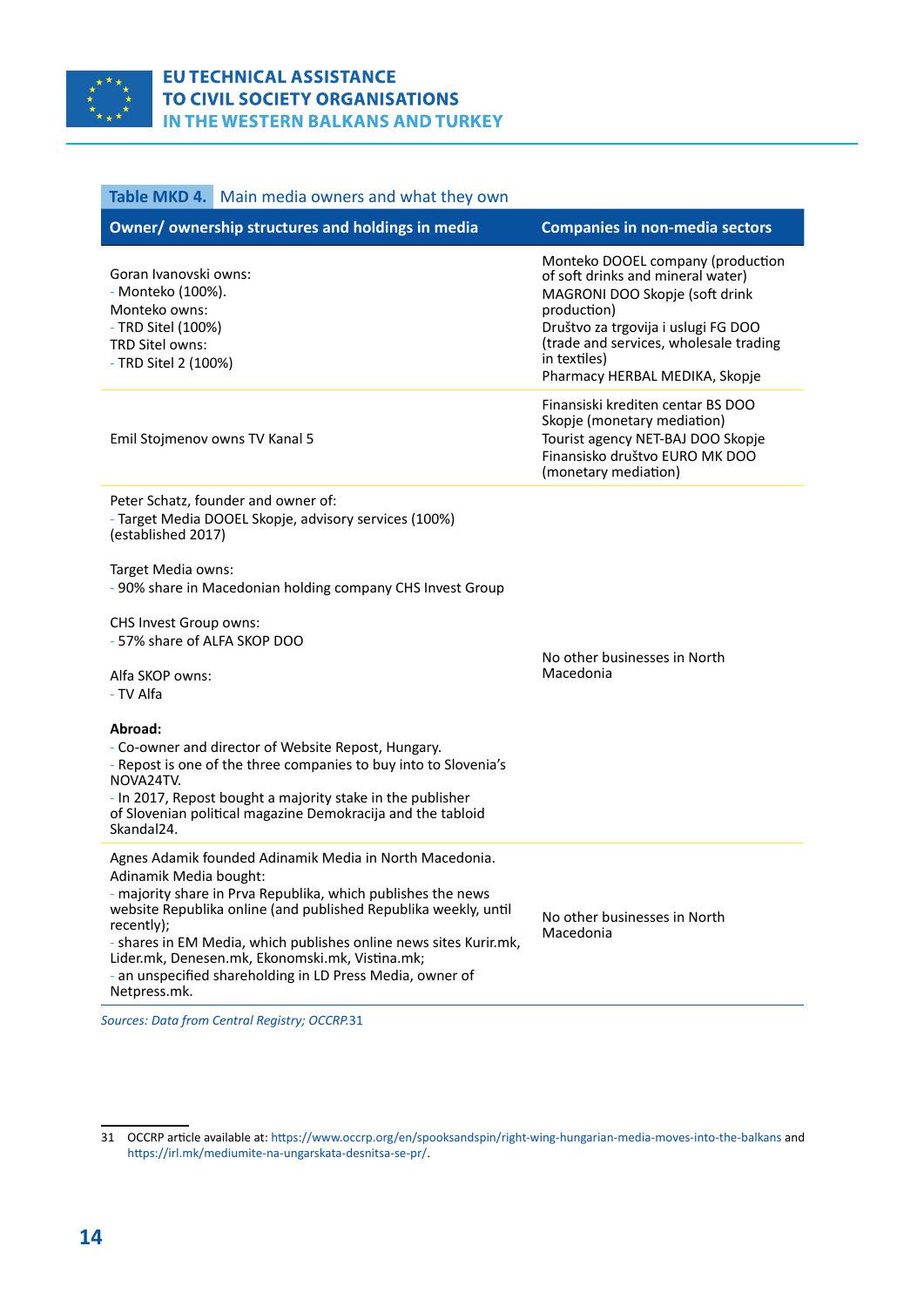**Table MKD 4.** Main media owners and what they own

| Owner/ ownership structures and holdings in media | Companies in non-media sectors |
|---|---|
| Goran Ivanovski owns:<br>- Monteko (100%).<br>Monteko owns:<br>- TRD Sitel (100%)<br>TRD Sitel owns:<br>- TRD Sitel 2 (100%) | Monteko DOOEL company (production of soft drinks and mineral water)<br>MAGRONI DOO Skopje (soft drink production)<br>Društvo za trgovija i uslugi FG DOO (trade and services, wholesale trading in textiles)<br>Pharmacy HERBAL MEDIKA, Skopje |
| Emil Stojmenov owns TV Kanal 5 | Finansiski krediten centar BS DOO Skopje (monetary mediation)<br>Tourist agency NET-BAJ DOO Skopje<br>Finansisko društvo EURO MK DOO (monetary mediation) |
| Peter Schatz, founder and owner of:<br>- Target Media DOOEL Skopje, advisory services (100%) (established 2017)<br><br>Target Media owns:<br>- 90% share in Macedonian holding company CHS Invest Group<br><br>CHS Invest Group owns:<br>- 57% share of ALFA SKOP DOO<br><br>Alfa SKOP owns:<br>- TV Alfa<br><br>**Abroad:**<br>- Co-owner and director of Website Repost, Hungary.<br>- Repost is one of the three companies to buy into to Slovenia's NOVA24TV.<br>- In 2017, Repost bought a majority stake in the publisher of Slovenian political magazine Demokracija and the tabloid Skandal24. | No other businesses in North Macedonia |
| Agnes Adamik founded Adinamik Media in North Macedonia.<br>Adinamik Media bought:<br>- majority share in Prva Republika, which publishes the news website Republika online (and published Republika weekly, until recently);<br>- shares in EM Media, which publishes online news sites Kurir.mk, Lider.mk, Denesen.mk, Ekonomski.mk, Vistina.mk;<br>- an unspecified shareholding in LD Press Media, owner of Netpress.mk. | No other businesses in North Macedonia |

*Sources: Data from Central Registry; OCCRP.*[31]

31 OCCRP article available at: https://www.occrp.org/en/spooksandspin/right-wing-hungarian-media-moves-into-the-balkans and https://irl.mk/mediumite-na-ungarskata-desnitsa-se-pr/.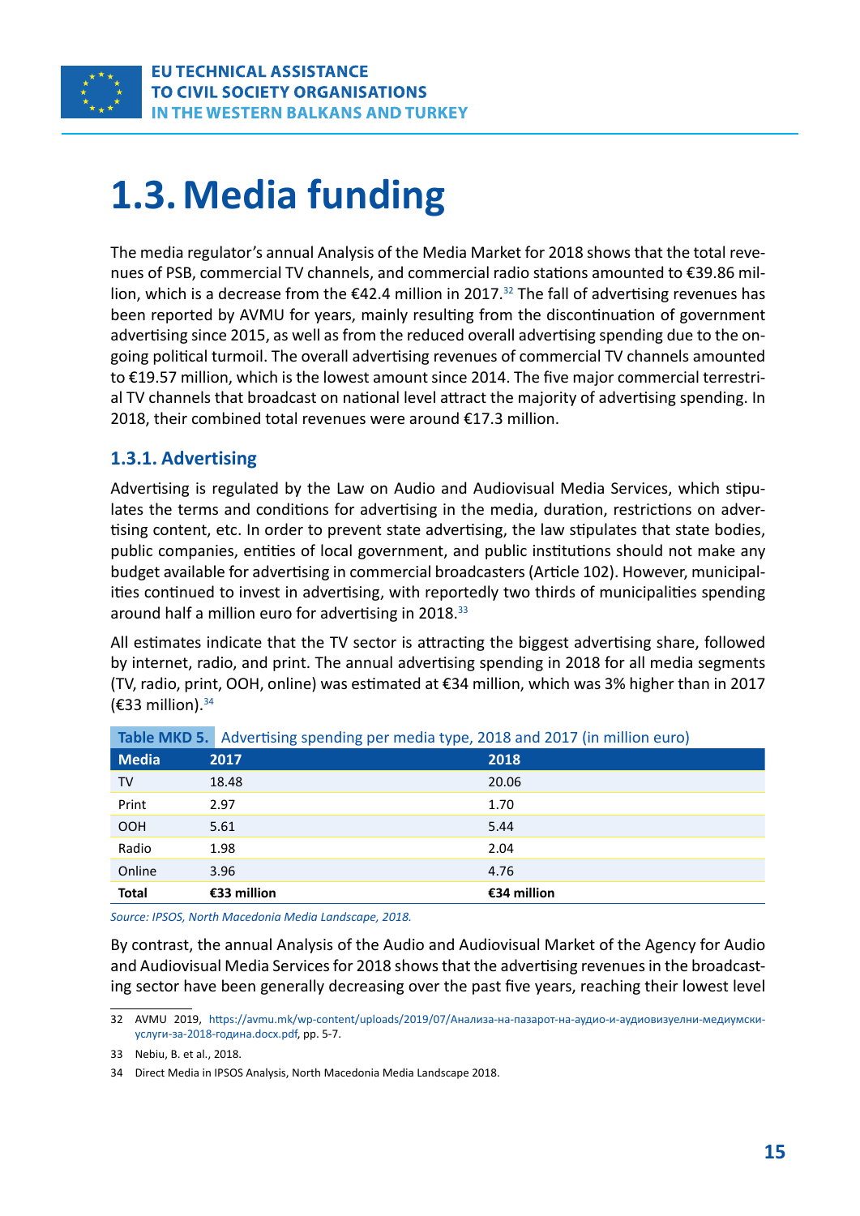# 1.3. Media funding

The media regulator's annual Analysis of the Media Market for 2018 shows that the total revenues of PSB, commercial TV channels, and commercial radio stations amounted to €39.86 million, which is a decrease from the €42.4 million in 2017.[32] The fall of advertising revenues has been reported by AVMU for years, mainly resulting from the discontinuation of government advertising since 2015, as well as from the reduced overall advertising spending due to the ongoing political turmoil. The overall advertising revenues of commercial TV channels amounted to €19.57 million, which is the lowest amount since 2014. The five major commercial terrestrial TV channels that broadcast on national level attract the majority of advertising spending. In 2018, their combined total revenues were around €17.3 million.

## 1.3.1. Advertising

Advertising is regulated by the Law on Audio and Audiovisual Media Services, which stipulates the terms and conditions for advertising in the media, duration, restrictions on advertising content, etc. In order to prevent state advertising, the law stipulates that state bodies, public companies, entities of local government, and public institutions should not make any budget available for advertising in commercial broadcasters (Article 102). However, municipalities continued to invest in advertising, with reportedly two thirds of municipalities spending around half a million euro for advertising in 2018.[33]

All estimates indicate that the TV sector is attracting the biggest advertising share, followed by internet, radio, and print. The annual advertising spending in 2018 for all media segments (TV, radio, print, OOH, online) was estimated at €34 million, which was 3% higher than in 2017 (€33 million).[34]

**Table MKD 5.** Advertising spending per media type, 2018 and 2017 (in million euro)

| Media | 2017 | 2018 |
|---|---|---|
| TV | 18.48 | 20.06 |
| Print | 2.97 | 1.70 |
| OOH | 5.61 | 5.44 |
| Radio | 1.98 | 2.04 |
| Online | 3.96 | 4.76 |
| **Total** | **€33 million** | **€34 million** |

*Source: IPSOS, North Macedonia Media Landscape, 2018.*

By contrast, the annual Analysis of the Audio and Audiovisual Market of the Agency for Audio and Audiovisual Media Services for 2018 shows that the advertising revenues in the broadcasting sector have been generally decreasing over the past five years, reaching their lowest level

---

32 AVMU 2019, https://avmu.mk/wp-content/uploads/2019/07/Анализа-на-пазарот-на-аудио-и-аудиовизуелни-медиумски-услуги-за-2018-година.docx.pdf, pp. 5-7.

33 Nebiu, B. et al., 2018.

34 Direct Media in IPSOS Analysis, North Macedonia Media Landscape 2018.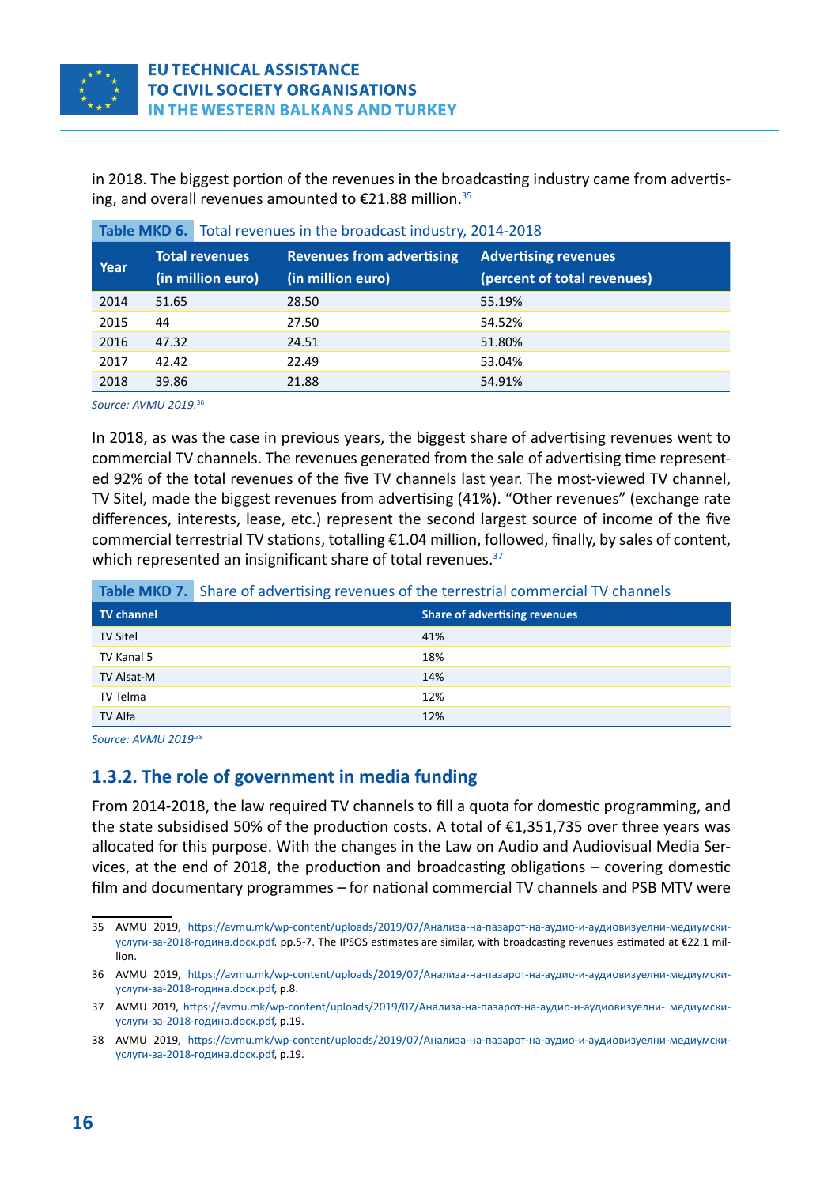in 2018. The biggest portion of the revenues in the broadcasting industry came from advertising, and overall revenues amounted to €21.88 million.[35]

**Table MKD 6.** Total revenues in the broadcast industry, 2014-2018

| Year | Total revenues (in million euro) | Revenues from advertising (in million euro) | Advertising revenues (percent of total revenues) |
|---|---|---|---|
| 2014 | 51.65 | 28.50 | 55.19% |
| 2015 | 44 | 27.50 | 54.52% |
| 2016 | 47.32 | 24.51 | 51.80% |
| 2017 | 42.42 | 22.49 | 53.04% |
| 2018 | 39.86 | 21.88 | 54.91% |

*Source: AVMU 2019.*[36]

In 2018, as was the case in previous years, the biggest share of advertising revenues went to commercial TV channels. The revenues generated from the sale of advertising time represented 92% of the total revenues of the five TV channels last year. The most-viewed TV channel, TV Sitel, made the biggest revenues from advertising (41%). "Other revenues" (exchange rate differences, interests, lease, etc.) represent the second largest source of income of the five commercial terrestrial TV stations, totalling €1.04 million, followed, finally, by sales of content, which represented an insignificant share of total revenues.[37]

**Table MKD 7.** Share of advertising revenues of the terrestrial commercial TV channels

| TV channel | Share of advertising revenues |
|---|---|
| TV Sitel | 41% |
| TV Kanal 5 | 18% |
| TV Alsat-M | 14% |
| TV Telma | 12% |
| TV Alfa | 12% |

*Source: AVMU 2019*[38]

### 1.3.2. The role of government in media funding

From 2014-2018, the law required TV channels to fill a quota for domestic programming, and the state subsidised 50% of the production costs. A total of €1,351,735 over three years was allocated for this purpose. With the changes in the Law on Audio and Audiovisual Media Services, at the end of 2018, the production and broadcasting obligations – covering domestic film and documentary programmes – for national commercial TV channels and PSB MTV were

---

35 AVMU 2019, https://avmu.mk/wp-content/uploads/2019/07/Анализа-на-пазарот-на-аудио-и-аудиовизуелни-медиумски-услуги-за-2018-година.docx.pdf. pp.5-7. The IPSOS estimates are similar, with broadcasting revenues estimated at €22.1 million.

36 AVMU 2019, https://avmu.mk/wp-content/uploads/2019/07/Анализа-на-пазарот-на-аудио-и-аудиовизуелни-медиумски-услуги-за-2018-година.docx.pdf, p.8.

37 AVMU 2019, https://avmu.mk/wp-content/uploads/2019/07/Анализа-на-пазарот-на-аудио-и-аудиовизуелни- медиумски-услуги-за-2018-година.docx.pdf, p.19.

38 AVMU 2019, https://avmu.mk/wp-content/uploads/2019/07/Анализа-на-пазарот-на-аудио-и-аудиовизуелни-медиумски-услуги-за-2018-година.docx.pdf, p.19.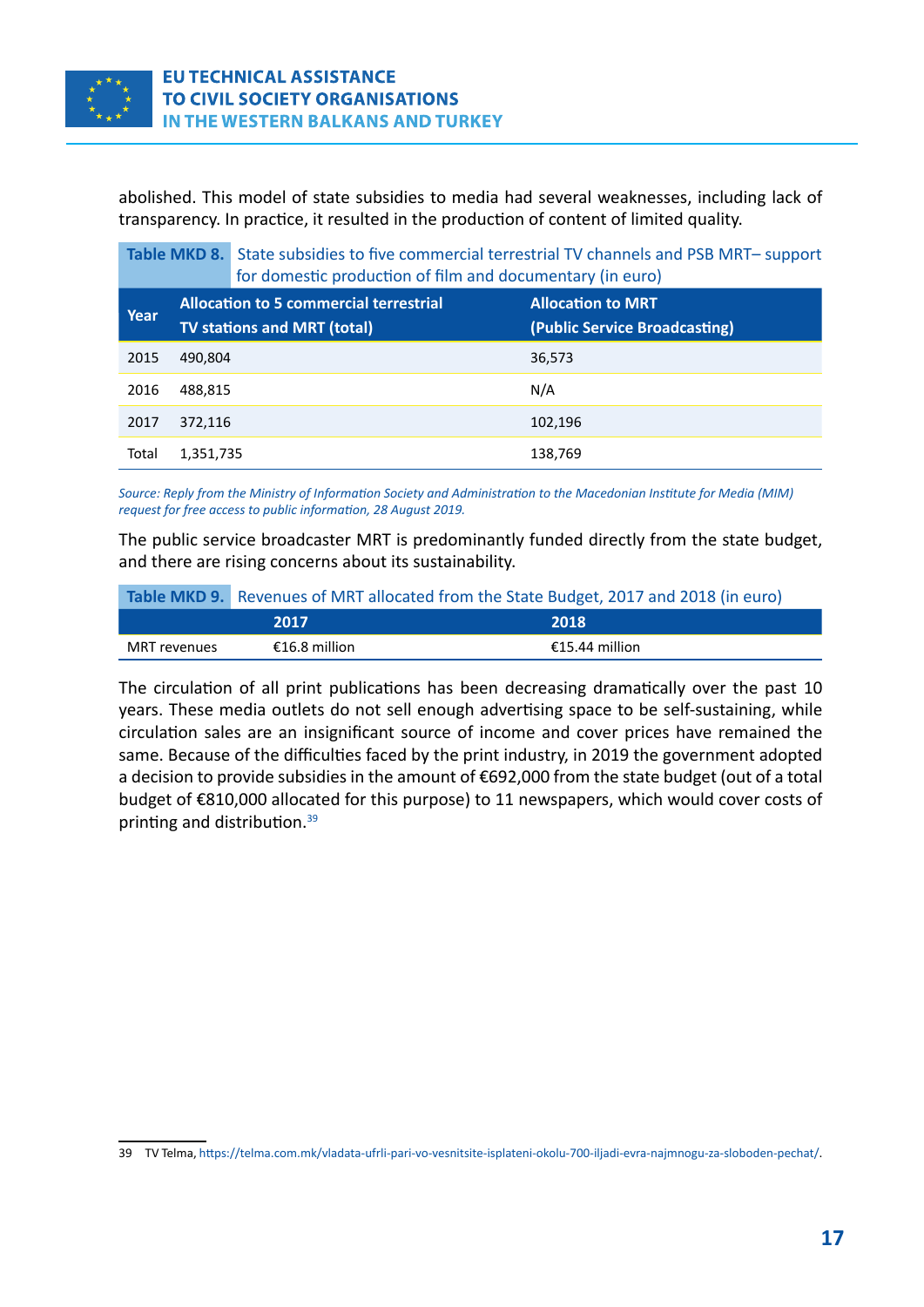abolished. This model of state subsidies to media had several weaknesses, including lack of transparency. In practice, it resulted in the production of content of limited quality.

**Table MKD 8.** State subsidies to five commercial terrestrial TV channels and PSB MRT– support for domestic production of film and documentary (in euro)

| Year | Allocation to 5 commercial terrestrial TV stations and MRT (total) | Allocation to MRT (Public Service Broadcasting) |
|---|---|---|
| 2015 | 490,804 | 36,573 |
| 2016 | 488,815 | N/A |
| 2017 | 372,116 | 102,196 |
| Total | 1,351,735 | 138,769 |

*Source: Reply from the Ministry of Information Society and Administration to the Macedonian Institute for Media (MIM) request for free access to public information, 28 August 2019.*

The public service broadcaster MRT is predominantly funded directly from the state budget, and there are rising concerns about its sustainability.

**Table MKD 9.** Revenues of MRT allocated from the State Budget, 2017 and 2018 (in euro)

| | 2017 | 2018 |
|---|---|---|
| MRT revenues | €16.8 million | €15.44 million |

The circulation of all print publications has been decreasing dramatically over the past 10 years. These media outlets do not sell enough advertising space to be self-sustaining, while circulation sales are an insignificant source of income and cover prices have remained the same. Because of the difficulties faced by the print industry, in 2019 the government adopted a decision to provide subsidies in the amount of €692,000 from the state budget (out of a total budget of €810,000 allocated for this purpose) to 11 newspapers, which would cover costs of printing and distribution.[39]

39 TV Telma, https://telma.com.mk/vladata-ufrli-pari-vo-vesnitsite-isplateni-okolu-700-iljadi-evra-najmnogu-za-sloboden-pechat/.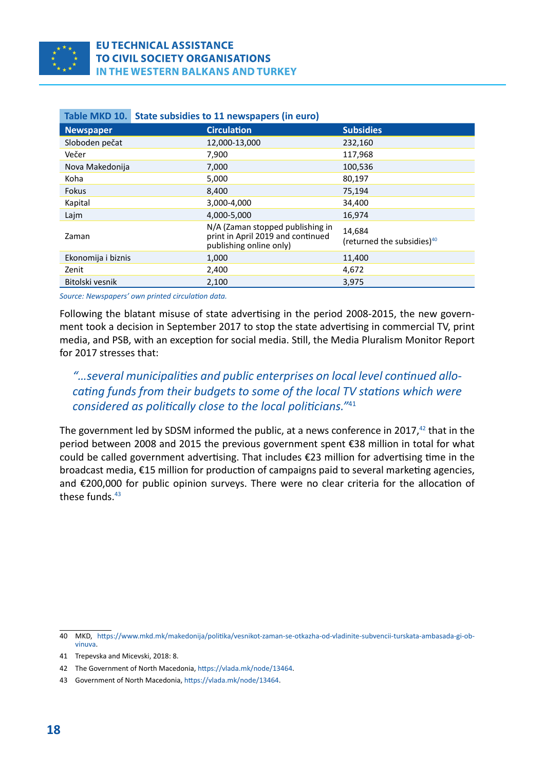**Table MKD 10. State subsidies to 11 newspapers (in euro)**

| Newspaper | Circulation | Subsidies |
|---|---|---|
| Sloboden pečat | 12,000-13,000 | 232,160 |
| Večer | 7,900 | 117,968 |
| Nova Makedonija | 7,000 | 100,536 |
| Koha | 5,000 | 80,197 |
| Fokus | 8,400 | 75,194 |
| Kapital | 3,000-4,000 | 34,400 |
| Lajm | 4,000-5,000 | 16,974 |
| Zaman | N/A (Zaman stopped publishing in print in April 2019 and continued publishing online only) | 14,684 (returned the subsidies)[40] |
| Ekonomija i biznis | 1,000 | 11,400 |
| Zenit | 2,400 | 4,672 |
| Bitolski vesnik | 2,100 | 3,975 |

*Source: Newspapers' own printed circulation data.*

Following the blatant misuse of state advertising in the period 2008-2015, the new government took a decision in September 2017 to stop the state advertising in commercial TV, print media, and PSB, with an exception for social media. Still, the Media Pluralism Monitor Report for 2017 stresses that:

> *"…several municipalities and public enterprises on local level continued allocating funds from their budgets to some of the local TV stations which were considered as politically close to the local politicians."*[41]

The government led by SDSM informed the public, at a news conference in 2017,[42] that in the period between 2008 and 2015 the previous government spent €38 million in total for what could be called government advertising. That includes €23 million for advertising time in the broadcast media, €15 million for production of campaigns paid to several marketing agencies, and €200,000 for public opinion surveys. There were no clear criteria for the allocation of these funds.[43]

---

40 MKD, https://www.mkd.mk/makedonija/politika/vesnikot-zaman-se-otkazha-od-vladinite-subvencii-turskata-ambasada-gi-obvinuva.

41 Trepevska and Micevski, 2018: 8.

42 The Government of North Macedonia, https://vlada.mk/node/13464.

43 Government of North Macedonia, https://vlada.mk/node/13464.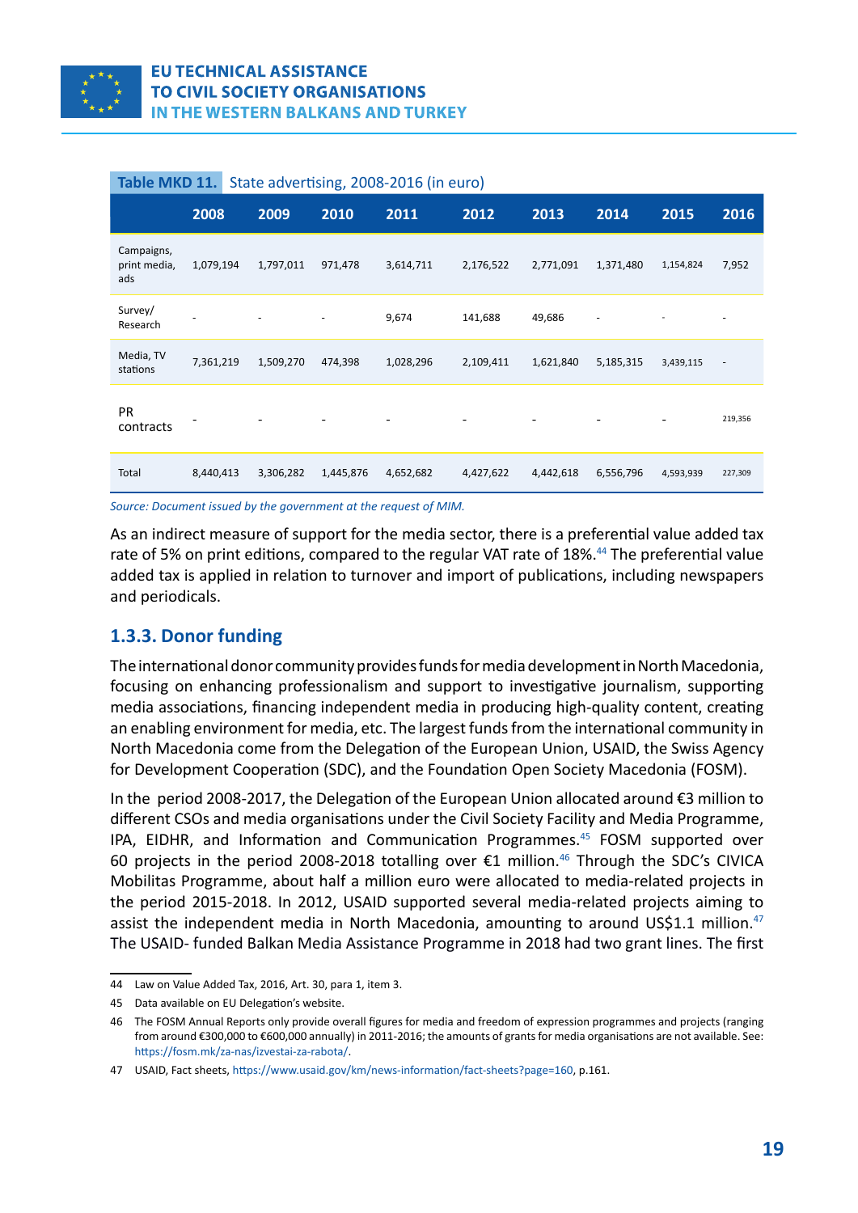**Table MKD 11.** State advertising, 2008-2016 (in euro)

| | 2008 | 2009 | 2010 | 2011 | 2012 | 2013 | 2014 | 2015 | 2016 |
|---|---|---|---|---|---|---|---|---|---|
| Campaigns, print media, ads | 1,079,194 | 1,797,011 | 971,478 | 3,614,711 | 2,176,522 | 2,771,091 | 1,371,480 | 1,154,824 | 7,952 |
| Survey/ Research | - | - | - | 9,674 | 141,688 | 49,686 | - | - | - |
| Media, TV stations | 7,361,219 | 1,509,270 | 474,398 | 1,028,296 | 2,109,411 | 1,621,840 | 5,185,315 | 3,439,115 | - |
| PR contracts | - | - | - | - | - | - | - | - | 219,356 |
| Total | 8,440,413 | 3,306,282 | 1,445,876 | 4,652,682 | 4,427,622 | 4,442,618 | 6,556,796 | 4,593,939 | 227,309 |

*Source: Document issued by the government at the request of MIM.*

As an indirect measure of support for the media sector, there is a preferential value added tax rate of 5% on print editions, compared to the regular VAT rate of 18%.[44] The preferential value added tax is applied in relation to turnover and import of publications, including newspapers and periodicals.

### 1.3.3. Donor funding

The international donor community provides funds for media development in North Macedonia, focusing on enhancing professionalism and support to investigative journalism, supporting media associations, financing independent media in producing high-quality content, creating an enabling environment for media, etc. The largest funds from the international community in North Macedonia come from the Delegation of the European Union, USAID, the Swiss Agency for Development Cooperation (SDC), and the Foundation Open Society Macedonia (FOSM).

In the period 2008-2017, the Delegation of the European Union allocated around €3 million to different CSOs and media organisations under the Civil Society Facility and Media Programme, IPA, EIDHR, and Information and Communication Programmes.[45] FOSM supported over 60 projects in the period 2008-2018 totalling over €1 million.[46] Through the SDC's CIVICA Mobilitas Programme, about half a million euro were allocated to media-related projects in the period 2015-2018. In 2012, USAID supported several media-related projects aiming to assist the independent media in North Macedonia, amounting to around US$1.1 million.[47] The USAID- funded Balkan Media Assistance Programme in 2018 had two grant lines. The first

---

44 Law on Value Added Tax, 2016, Art. 30, para 1, item 3.

45 Data available on EU Delegation's website.

46 The FOSM Annual Reports only provide overall figures for media and freedom of expression programmes and projects (ranging from around €300,000 to €600,000 annually) in 2011-2016; the amounts of grants for media organisations are not available. See: https://fosm.mk/za-nas/izvestai-za-rabota/.

47 USAID, Fact sheets, https://www.usaid.gov/km/news-information/fact-sheets?page=160, p.161.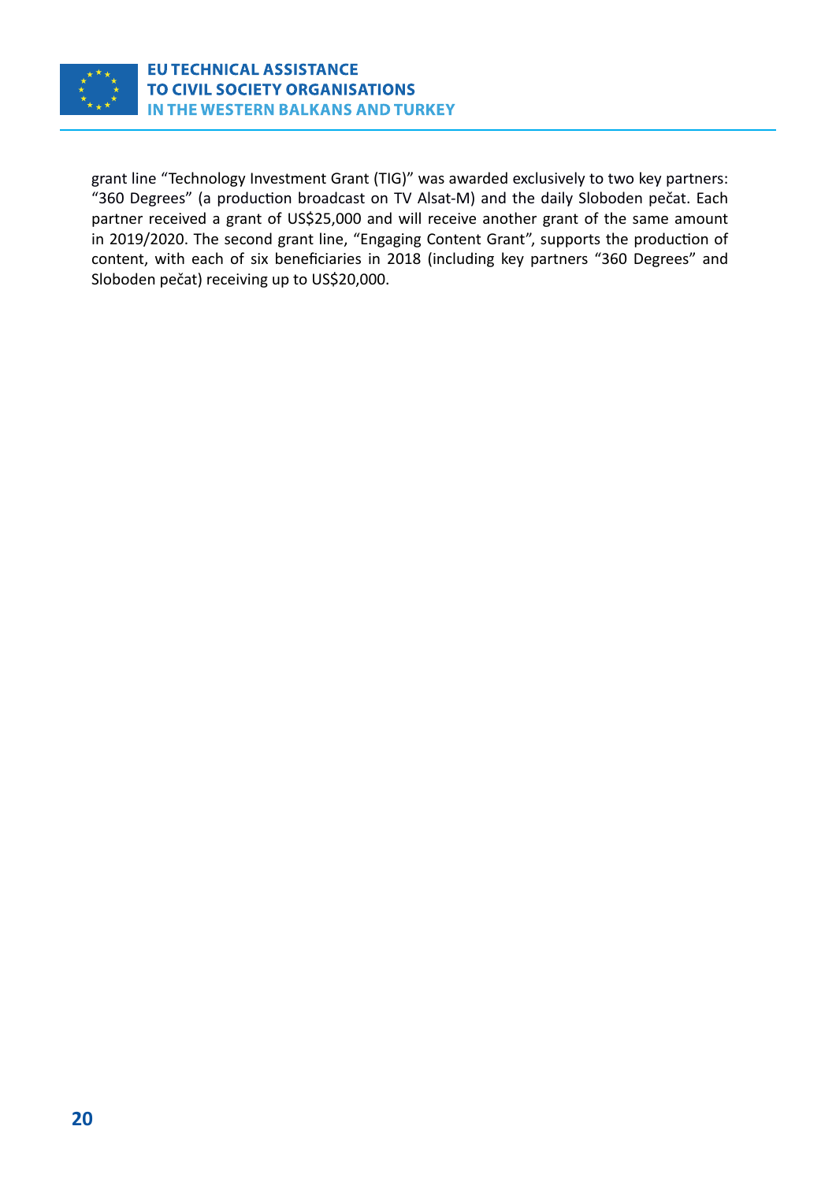grant line "Technology Investment Grant (TIG)" was awarded exclusively to two key partners: "360 Degrees" (a production broadcast on TV Alsat-M) and the daily Sloboden pečat. Each partner received a grant of US$25,000 and will receive another grant of the same amount in 2019/2020. The second grant line, "Engaging Content Grant", supports the production of content, with each of six beneficiaries in 2018 (including key partners "360 Degrees" and Sloboden pečat) receiving up to US$20,000.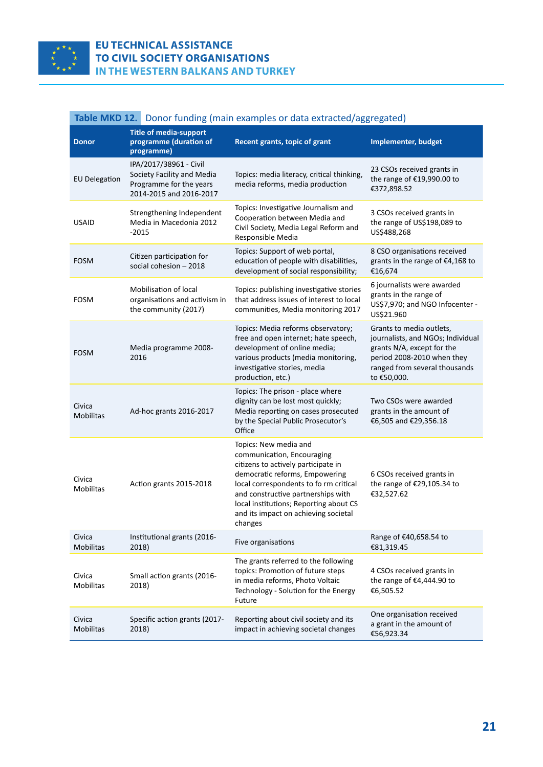**Table MKD 12.** Donor funding (main examples or data extracted/aggregated)

| Donor | Title of media-support programme (duration of programme) | Recent grants, topic of grant | Implementer, budget |
|---|---|---|---|
| EU Delegation | IPA/2017/38961 - Civil Society Facility and Media Programme for the years 2014-2015 and 2016-2017 | Topics: media literacy, critical thinking, media reforms, media production | 23 CSOs received grants in the range of €19,990.00 to €372,898.52 |
| USAID | Strengthening Independent Media in Macedonia 2012 -2015 | Topics: Investigative Journalism and Cooperation between Media and Civil Society, Media Legal Reform and Responsible Media | 3 CSOs received grants in the range of US$198,089 to US$488,268 |
| FOSM | Citizen participation for social cohesion – 2018 | Topics: Support of web portal, education of people with disabilities, development of social responsibility; | 8 CSO organisations received grants in the range of €4,168 to €16,674 |
| FOSM | Mobilisation of local organisations and activism in the community (2017) | Topics: publishing investigative stories that address issues of interest to local communities, Media monitoring 2017 | 6 journalists were awarded grants in the range of US$7,970; and NGO Infocenter - US$21.960 |
| FOSM | Media programme 2008-2016 | Topics: Media reforms observatory; free and open internet; hate speech, development of online media; various products (media monitoring, investigative stories, media production, etc.) | Grants to media outlets, journalists, and NGOs; Individual grants N/A, except for the period 2008-2010 when they ranged from several thousands to €50,000. |
| Civica Mobilitas | Ad-hoc grants 2016-2017 | Topics: The prison - place where dignity can be lost most quickly; Media reporting on cases prosecuted by the Special Public Prosecutor's Office | Two CSOs were awarded grants in the amount of €6,505 and €29,356.18 |
| Civica Mobilitas | Action grants 2015-2018 | Topics: New media and communication, Encouraging citizens to actively participate in democratic reforms, Empowering local correspondents to fo rm critical and constructive partnerships with local institutions; Reporting about CS and its impact on achieving societal changes | 6 CSOs received grants in the range of €29,105.34 to €32,527.62 |
| Civica Mobilitas | Institutional grants (2016-2018) | Five organisations | Range of €40,658.54 to €81,319.45 |
| Civica Mobilitas | Small action grants (2016-2018) | The grants referred to the following topics: Promotion of future steps in media reforms, Photo Voltaic Technology - Solution for the Energy Future | 4 CSOs received grants in the range of €4,444.90 to €6,505.52 |
| Civica Mobilitas | Specific action grants (2017-2018) | Reporting about civil society and its impact in achieving societal changes | One organisation received a grant in the amount of €56,923.34 |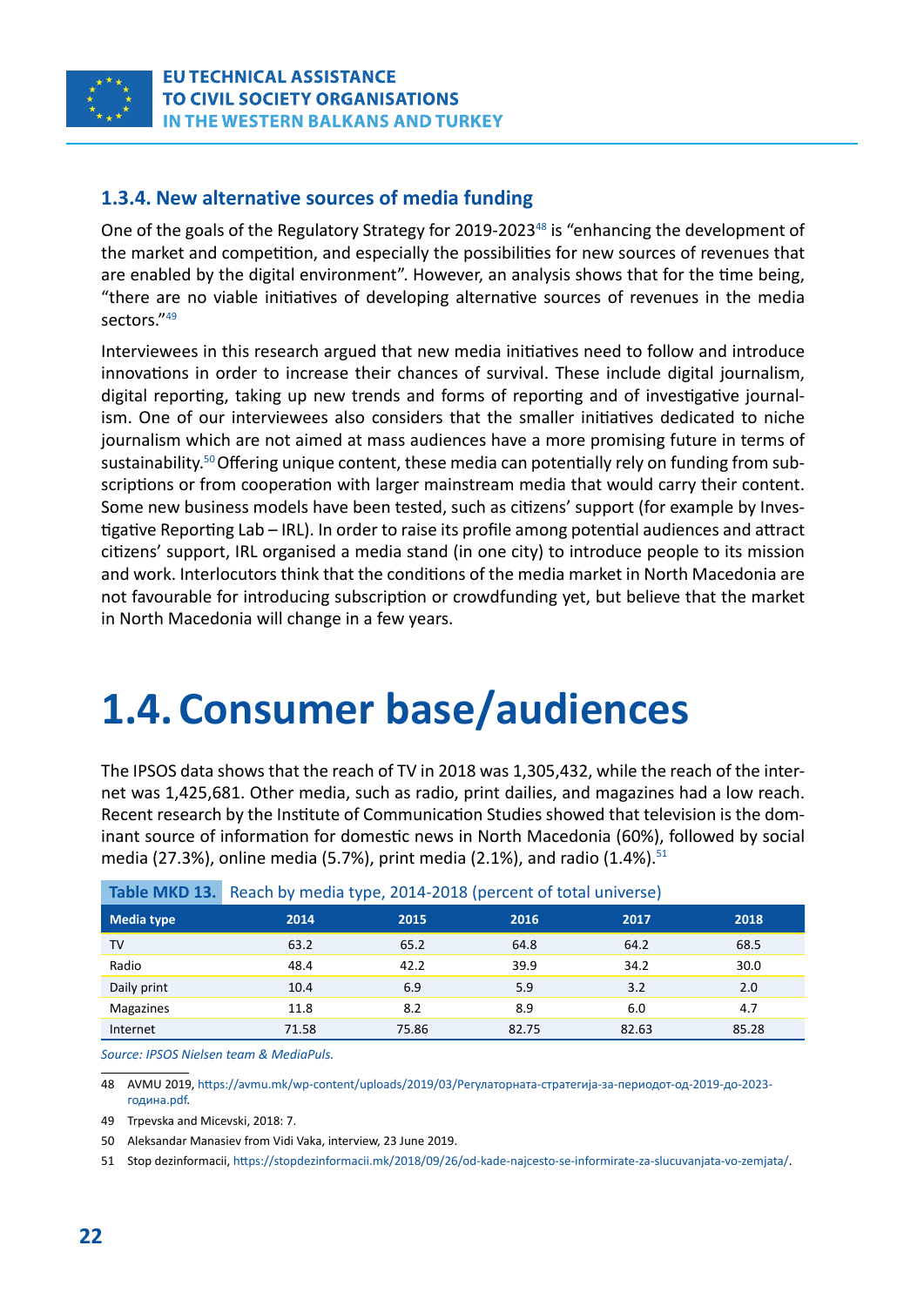### 1.3.4. New alternative sources of media funding

One of the goals of the Regulatory Strategy for 2019-2023[48] is "enhancing the development of the market and competition, and especially the possibilities for new sources of revenues that are enabled by the digital environment". However, an analysis shows that for the time being, "there are no viable initiatives of developing alternative sources of revenues in the media sectors."[49]

Interviewees in this research argued that new media initiatives need to follow and introduce innovations in order to increase their chances of survival. These include digital journalism, digital reporting, taking up new trends and forms of reporting and of investigative journalism. One of our interviewees also considers that the smaller initiatives dedicated to niche journalism which are not aimed at mass audiences have a more promising future in terms of sustainability.[50] Offering unique content, these media can potentially rely on funding from subscriptions or from cooperation with larger mainstream media that would carry their content. Some new business models have been tested, such as citizens' support (for example by Investigative Reporting Lab – IRL). In order to raise its profile among potential audiences and attract citizens' support, IRL organised a media stand (in one city) to introduce people to its mission and work. Interlocutors think that the conditions of the media market in North Macedonia are not favourable for introducing subscription or crowdfunding yet, but believe that the market in North Macedonia will change in a few years.

# 1.4. Consumer base/audiences

The IPSOS data shows that the reach of TV in 2018 was 1,305,432, while the reach of the internet was 1,425,681. Other media, such as radio, print dailies, and magazines had a low reach. Recent research by the Institute of Communication Studies showed that television is the dominant source of information for domestic news in North Macedonia (60%), followed by social media (27.3%), online media (5.7%), print media (2.1%), and radio (1.4%).[51]

**Table MKD 13.** Reach by media type, 2014-2018 (percent of total universe)

| Media type | 2014 | 2015 | 2016 | 2017 | 2018 |
|---|---|---|---|---|---|
| TV | 63.2 | 65.2 | 64.8 | 64.2 | 68.5 |
| Radio | 48.4 | 42.2 | 39.9 | 34.2 | 30.0 |
| Daily print | 10.4 | 6.9 | 5.9 | 3.2 | 2.0 |
| Magazines | 11.8 | 8.2 | 8.9 | 6.0 | 4.7 |
| Internet | 71.58 | 75.86 | 82.75 | 82.63 | 85.28 |

*Source: IPSOS Nielsen team & MediaPuls.*

48 AVMU 2019, https://avmu.mk/wp-content/uploads/2019/03/Регулаторната-стратегија-за-периодот-од-2019-до-2023-година.pdf.

49 Trpevska and Micevski, 2018: 7.

50 Aleksandar Manasiev from Vidi Vaka, interview, 23 June 2019.

51 Stop dezinformacii, https://stopdezinformacii.mk/2018/09/26/od-kade-najcesto-se-informirate-za-slucuvanjata-vo-zemjata/.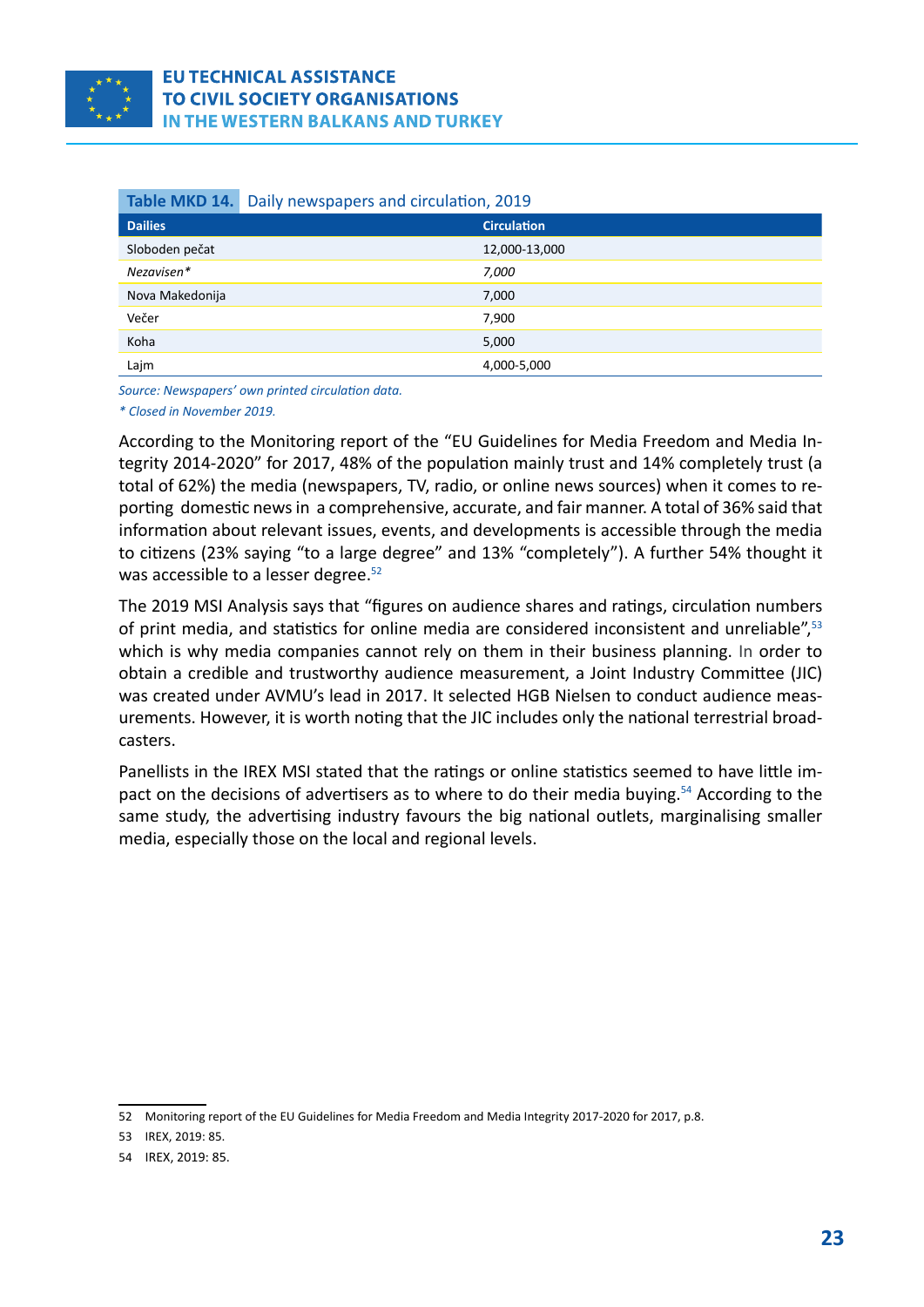**Table MKD 14.** Daily newspapers and circulation, 2019

| Dailies | Circulation |
|---|---|
| Sloboden pečat | 12,000-13,000 |
| *Nezavisen** | *7,000* |
| Nova Makedonija | 7,000 |
| Večer | 7,900 |
| Koha | 5,000 |
| Lajm | 4,000-5,000 |

*Source: Newspapers' own printed circulation data.*

*\* Closed in November 2019.*

According to the Monitoring report of the "EU Guidelines for Media Freedom and Media Integrity 2014-2020" for 2017, 48% of the population mainly trust and 14% completely trust (a total of 62%) the media (newspapers, TV, radio, or online news sources) when it comes to reporting domestic news in a comprehensive, accurate, and fair manner. A total of 36% said that information about relevant issues, events, and developments is accessible through the media to citizens (23% saying "to a large degree" and 13% "completely"). A further 54% thought it was accessible to a lesser degree.[52]

The 2019 MSI Analysis says that "figures on audience shares and ratings, circulation numbers of print media, and statistics for online media are considered inconsistent and unreliable",[53] which is why media companies cannot rely on them in their business planning. In order to obtain a credible and trustworthy audience measurement, a Joint Industry Committee (JIC) was created under AVMU's lead in 2017. It selected HGB Nielsen to conduct audience measurements. However, it is worth noting that the JIC includes only the national terrestrial broadcasters.

Panellists in the IREX MSI stated that the ratings or online statistics seemed to have little impact on the decisions of advertisers as to where to do their media buying.[54] According to the same study, the advertising industry favours the big national outlets, marginalising smaller media, especially those on the local and regional levels.

52 Monitoring report of the EU Guidelines for Media Freedom and Media Integrity 2017-2020 for 2017, p.8.

53 IREX, 2019: 85.

54 IREX, 2019: 85.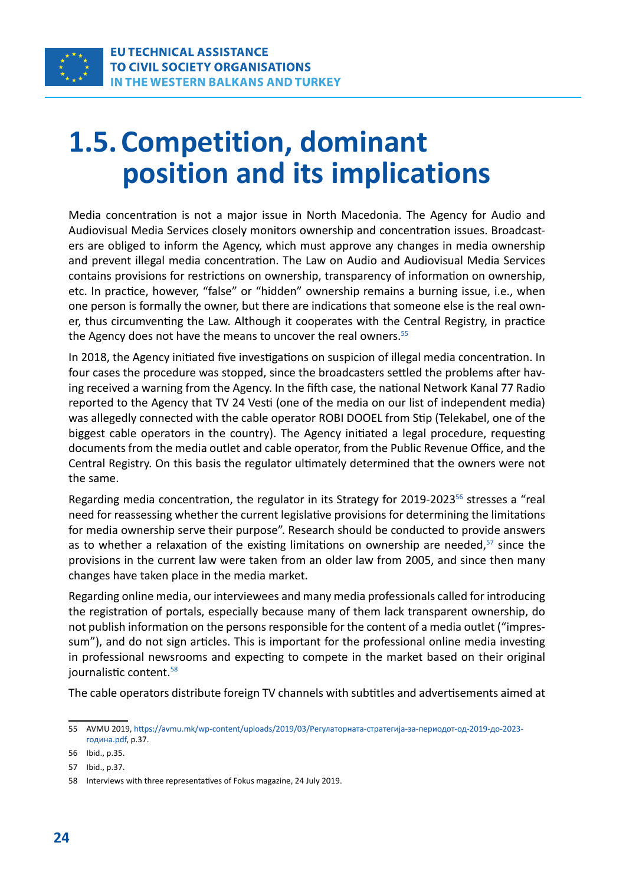# 1.5. Competition, dominant position and its implications

Media concentration is not a major issue in North Macedonia. The Agency for Audio and Audiovisual Media Services closely monitors ownership and concentration issues. Broadcasters are obliged to inform the Agency, which must approve any changes in media ownership and prevent illegal media concentration. The Law on Audio and Audiovisual Media Services contains provisions for restrictions on ownership, transparency of information on ownership, etc. In practice, however, "false" or "hidden" ownership remains a burning issue, i.e., when one person is formally the owner, but there are indications that someone else is the real owner, thus circumventing the Law. Although it cooperates with the Central Registry, in practice the Agency does not have the means to uncover the real owners.[55]

In 2018, the Agency initiated five investigations on suspicion of illegal media concentration. In four cases the procedure was stopped, since the broadcasters settled the problems after having received a warning from the Agency. In the fifth case, the national Network Kanal 77 Radio reported to the Agency that TV 24 Vesti (one of the media on our list of independent media) was allegedly connected with the cable operator ROBI DOOEL from Stip (Telekabel, one of the biggest cable operators in the country). The Agency initiated a legal procedure, requesting documents from the media outlet and cable operator, from the Public Revenue Office, and the Central Registry. On this basis the regulator ultimately determined that the owners were not the same.

Regarding media concentration, the regulator in its Strategy for 2019-2023[56] stresses a "real need for reassessing whether the current legislative provisions for determining the limitations for media ownership serve their purpose". Research should be conducted to provide answers as to whether a relaxation of the existing limitations on ownership are needed,[57] since the provisions in the current law were taken from an older law from 2005, and since then many changes have taken place in the media market.

Regarding online media, our interviewees and many media professionals called for introducing the registration of portals, especially because many of them lack transparent ownership, do not publish information on the persons responsible for the content of a media outlet ("impressum"), and do not sign articles. This is important for the professional online media investing in professional newsrooms and expecting to compete in the market based on their original journalistic content.[58]

The cable operators distribute foreign TV channels with subtitles and advertisements aimed at

---

55 AVMU 2019, https://avmu.mk/wp-content/uploads/2019/03/Регулаторната-стратегија-за-периодот-од-2019-до-2023-година.pdf, p.37.

56 Ibid., p.35.

57 Ibid., p.37.

58 Interviews with three representatives of Fokus magazine, 24 July 2019.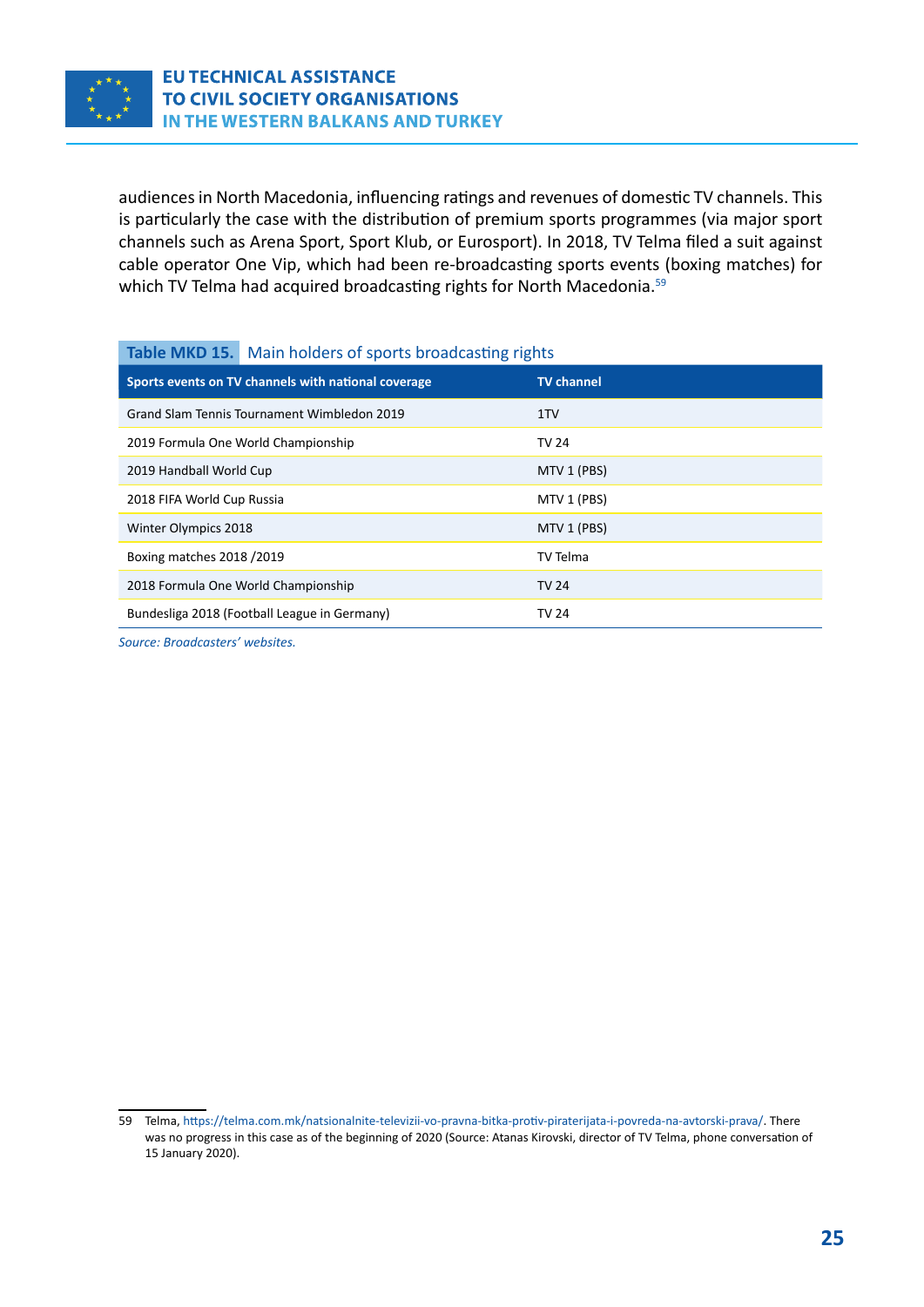audiences in North Macedonia, influencing ratings and revenues of domestic TV channels. This is particularly the case with the distribution of premium sports programmes (via major sport channels such as Arena Sport, Sport Klub, or Eurosport). In 2018, TV Telma filed a suit against cable operator One Vip, which had been re-broadcasting sports events (boxing matches) for which TV Telma had acquired broadcasting rights for North Macedonia.[59]

**Table MKD 15.** Main holders of sports broadcasting rights

| Sports events on TV channels with national coverage | TV channel |
|---|---|
| Grand Slam Tennis Tournament Wimbledon 2019 | 1TV |
| 2019 Formula One World Championship | TV 24 |
| 2019 Handball World Cup | MTV 1 (PBS) |
| 2018 FIFA World Cup Russia | MTV 1 (PBS) |
| Winter Olympics 2018 | MTV 1 (PBS) |
| Boxing matches 2018 /2019 | TV Telma |
| 2018 Formula One World Championship | TV 24 |
| Bundesliga 2018 (Football League in Germany) | TV 24 |

*Source: Broadcasters' websites.*

---

59 Telma, https://telma.com.mk/natsionalnite-televizii-vo-pravna-bitka-protiv-piraterijata-i-povreda-na-avtorski-prava/. There was no progress in this case as of the beginning of 2020 (Source: Atanas Kirovski, director of TV Telma, phone conversation of 15 January 2020).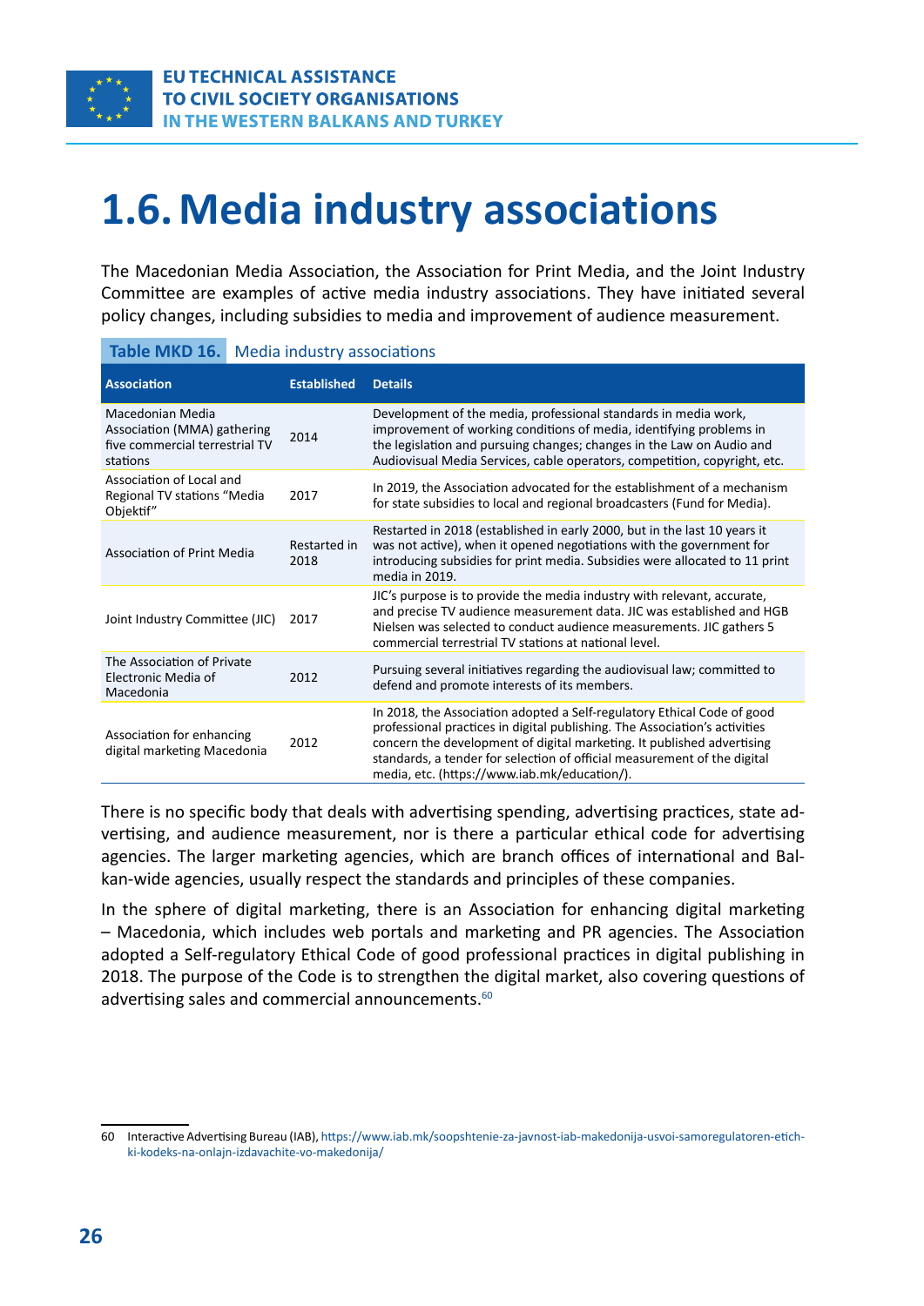# 1.6. Media industry associations

The Macedonian Media Association, the Association for Print Media, and the Joint Industry Committee are examples of active media industry associations. They have initiated several policy changes, including subsidies to media and improvement of audience measurement.

**Table MKD 16.** Media industry associations

| Association | Established | Details |
|---|---|---|
| Macedonian Media Association (MMA) gathering five commercial terrestrial TV stations | 2014 | Development of the media, professional standards in media work, improvement of working conditions of media, identifying problems in the legislation and pursuing changes; changes in the Law on Audio and Audiovisual Media Services, cable operators, competition, copyright, etc. |
| Association of Local and Regional TV stations "Media Objektif" | 2017 | In 2019, the Association advocated for the establishment of a mechanism for state subsidies to local and regional broadcasters (Fund for Media). |
| Association of Print Media | Restarted in 2018 | Restarted in 2018 (established in early 2000, but in the last 10 years it was not active), when it opened negotiations with the government for introducing subsidies for print media. Subsidies were allocated to 11 print media in 2019. |
| Joint Industry Committee (JIC) | 2017 | JIC's purpose is to provide the media industry with relevant, accurate, and precise TV audience measurement data. JIC was established and HGB Nielsen was selected to conduct audience measurements. JIC gathers 5 commercial terrestrial TV stations at national level. |
| The Association of Private Electronic Media of Macedonia | 2012 | Pursuing several initiatives regarding the audiovisual law; committed to defend and promote interests of its members. |
| Association for enhancing digital marketing Macedonia | 2012 | In 2018, the Association adopted a Self-regulatory Ethical Code of good professional practices in digital publishing. The Association's activities concern the development of digital marketing. It published advertising standards, a tender for selection of official measurement of the digital media, etc. (https://www.iab.mk/education/). |

There is no specific body that deals with advertising spending, advertising practices, state advertising, and audience measurement, nor is there a particular ethical code for advertising agencies. The larger marketing agencies, which are branch offices of international and Balkan-wide agencies, usually respect the standards and principles of these companies.

In the sphere of digital marketing, there is an Association for enhancing digital marketing – Macedonia, which includes web portals and marketing and PR agencies. The Association adopted a Self-regulatory Ethical Code of good professional practices in digital publishing in 2018. The purpose of the Code is to strengthen the digital market, also covering questions of advertising sales and commercial announcements.[60]

60 Interactive Advertising Bureau (IAB), https://www.iab.mk/soopshtenie-za-javnost-iab-makedonija-usvoi-samoregulatoren-etichki-kodeks-na-onlajn-izdavachite-vo-makedonija/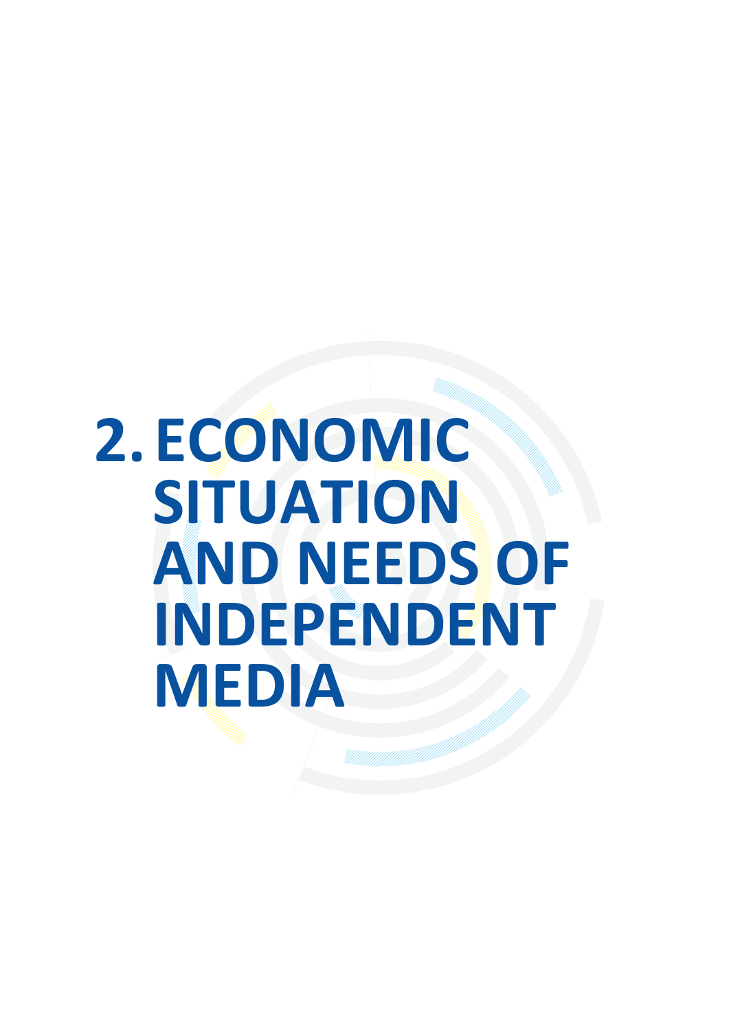# 2. ECONOMIC SITUATION AND NEEDS OF INDEPENDENT MEDIA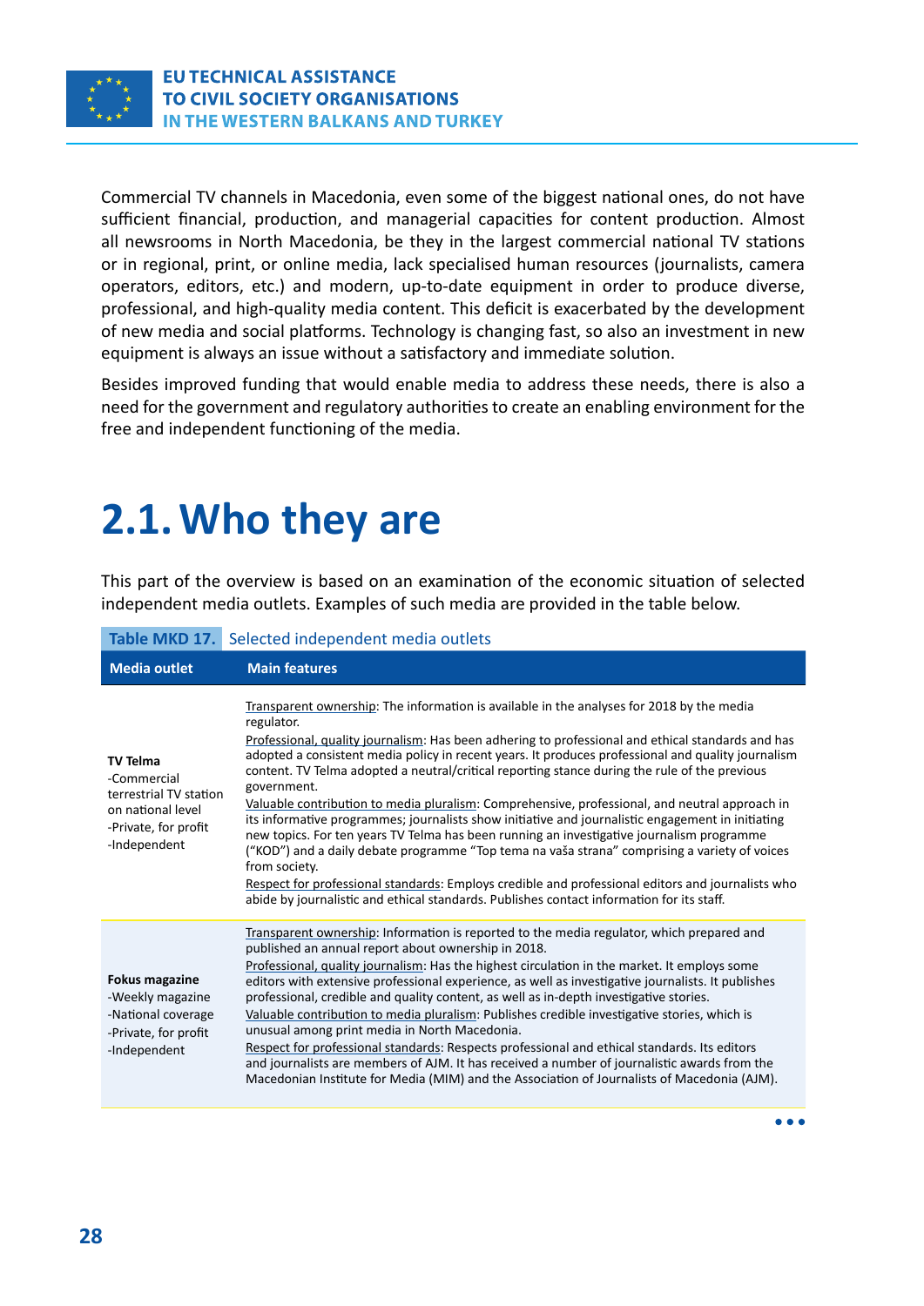Commercial TV channels in Macedonia, even some of the biggest national ones, do not have sufficient financial, production, and managerial capacities for content production. Almost all newsrooms in North Macedonia, be they in the largest commercial national TV stations or in regional, print, or online media, lack specialised human resources (journalists, camera operators, editors, etc.) and modern, up-to-date equipment in order to produce diverse, professional, and high-quality media content. This deficit is exacerbated by the development of new media and social platforms. Technology is changing fast, so also an investment in new equipment is always an issue without a satisfactory and immediate solution.

Besides improved funding that would enable media to address these needs, there is also a need for the government and regulatory authorities to create an enabling environment for the free and independent functioning of the media.

## 2.1. Who they are

This part of the overview is based on an examination of the economic situation of selected independent media outlets. Examples of such media are provided in the table below.

**Table MKD 17.** Selected independent media outlets

| Media outlet | Main features |
|---|---|
| **TV Telma**<br>-Commercial terrestrial TV station on national level<br>-Private, for profit<br>-Independent | Transparent ownership: The information is available in the analyses for 2018 by the media regulator.<br>Professional, quality journalism: Has been adhering to professional and ethical standards and has adopted a consistent media policy in recent years. It produces professional and quality journalism content. TV Telma adopted a neutral/critical reporting stance during the rule of the previous government.<br>Valuable contribution to media pluralism: Comprehensive, professional, and neutral approach in its informative programmes; journalists show initiative and journalistic engagement in initiating new topics. For ten years TV Telma has been running an investigative journalism programme ("KOD") and a daily debate programme "Top tema na vaša strana" comprising a variety of voices from society.<br>Respect for professional standards: Employs credible and professional editors and journalists who abide by journalistic and ethical standards. Publishes contact information for its staff. |
| **Fokus magazine**<br>-Weekly magazine<br>-National coverage<br>-Private, for profit<br>-Independent | Transparent ownership: Information is reported to the media regulator, which prepared and published an annual report about ownership in 2018.<br>Professional, quality journalism: Has the highest circulation in the market. It employs some editors with extensive professional experience, as well as investigative journalists. It publishes professional, credible and quality content, as well as in-depth investigative stories.<br>Valuable contribution to media pluralism: Publishes credible investigative stories, which is unusual among print media in North Macedonia.<br>Respect for professional standards: Respects professional and ethical standards. Its editors and journalists are members of AJM. It has received a number of journalistic awards from the Macedonian Institute for Media (MIM) and the Association of Journalists of Macedonia (AJM). |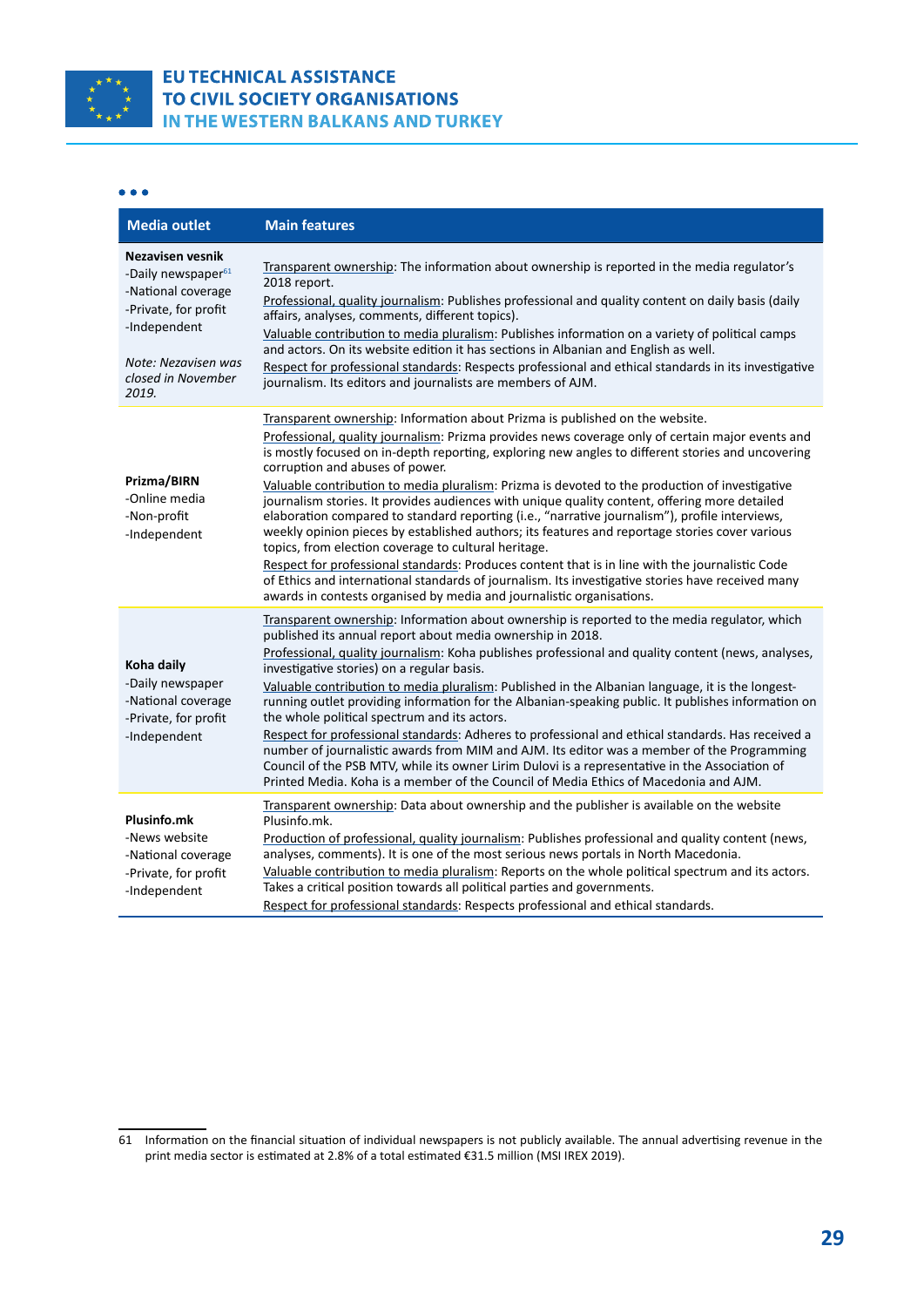| Media outlet | Main features |
|---|---|
| **Nezavisen vesnik**<br>-Daily newspaper[61]<br>-National coverage<br>-Private, for profit<br>-Independent<br><br>*Note: Nezavisen was closed in November 2019.* | Transparent ownership: The information about ownership is reported in the media regulator's 2018 report.<br>Professional, quality journalism: Publishes professional and quality content on daily basis (daily affairs, analyses, comments, different topics).<br>Valuable contribution to media pluralism: Publishes information on a variety of political camps and actors. On its website edition it has sections in Albanian and English as well.<br>Respect for professional standards: Respects professional and ethical standards in its investigative journalism. Its editors and journalists are members of AJM. |
| **Prizma/BIRN**<br>-Online media<br>-Non-profit<br>-Independent | Transparent ownership: Information about Prizma is published on the website.<br>Professional, quality journalism: Prizma provides news coverage only of certain major events and is mostly focused on in-depth reporting, exploring new angles to different stories and uncovering corruption and abuses of power.<br>Valuable contribution to media pluralism: Prizma is devoted to the production of investigative journalism stories. It provides audiences with unique quality content, offering more detailed elaboration compared to standard reporting (i.e., "narrative journalism"), profile interviews, weekly opinion pieces by established authors; its features and reportage stories cover various topics, from election coverage to cultural heritage.<br>Respect for professional standards: Produces content that is in line with the journalistic Code of Ethics and international standards of journalism. Its investigative stories have received many awards in contests organised by media and journalistic organisations. |
| **Koha daily**<br>-Daily newspaper<br>-National coverage<br>-Private, for profit<br>-Independent | Transparent ownership: Information about ownership is reported to the media regulator, which published its annual report about media ownership in 2018.<br>Professional, quality journalism: Koha publishes professional and quality content (news, analyses, investigative stories) on a regular basis.<br>Valuable contribution to media pluralism: Published in the Albanian language, it is the longest-running outlet providing information for the Albanian-speaking public. It publishes information on the whole political spectrum and its actors.<br>Respect for professional standards: Adheres to professional and ethical standards. Has received a number of journalistic awards from MIM and AJM. Its editor was a member of the Programming Council of the PSB MTV, while its owner Lirim Dulovi is a representative in the Association of Printed Media. Koha is a member of the Council of Media Ethics of Macedonia and AJM. |
| **Plusinfo.mk**<br>-News website<br>-National coverage<br>-Private, for profit<br>-Independent | Transparent ownership: Data about ownership and the publisher is available on the website Plusinfo.mk.<br>Production of professional, quality journalism: Publishes professional and quality content (news, analyses, comments). It is one of the most serious news portals in North Macedonia.<br>Valuable contribution to media pluralism: Reports on the whole political spectrum and its actors. Takes a critical position towards all political parties and governments.<br>Respect for professional standards: Respects professional and ethical standards. |

61 Information on the financial situation of individual newspapers is not publicly available. The annual advertising revenue in the print media sector is estimated at 2.8% of a total estimated €31.5 million (MSI IREX 2019).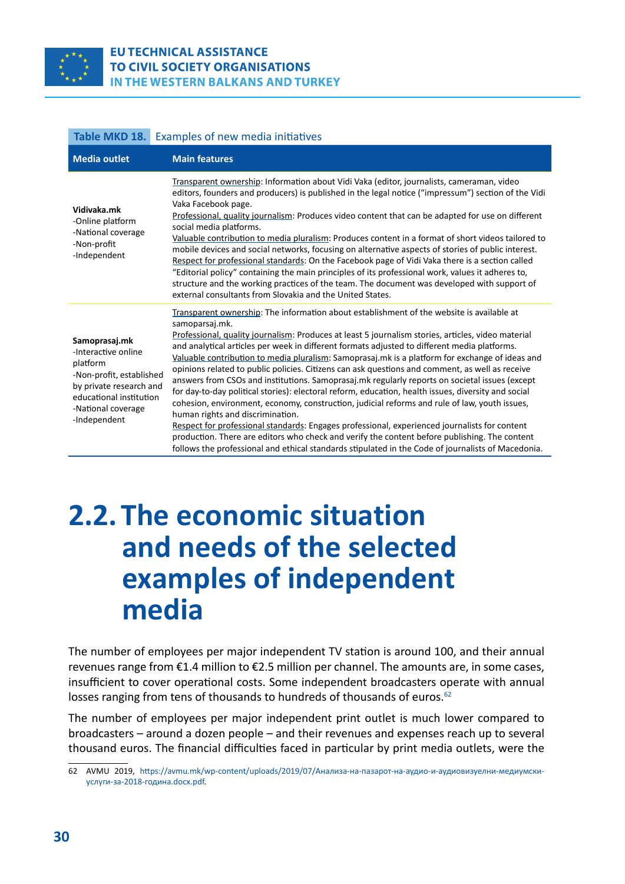**Table MKD 18.** Examples of new media initiatives

| Media outlet | Main features |
| --- | --- |
| **Vidivaka.mk**<br>-Online platform<br>-National coverage<br>-Non-profit<br>-Independent | Transparent ownership: Information about Vidi Vaka (editor, journalists, cameraman, video editors, founders and producers) is published in the legal notice ("impressum") section of the Vidi Vaka Facebook page.<br>Professional, quality journalism: Produces video content that can be adapted for use on different social media platforms.<br>Valuable contribution to media pluralism: Produces content in a format of short videos tailored to mobile devices and social networks, focusing on alternative aspects of stories of public interest.<br>Respect for professional standards: On the Facebook page of Vidi Vaka there is a section called "Editorial policy" containing the main principles of its professional work, values it adheres to, structure and the working practices of the team. The document was developed with support of external consultants from Slovakia and the United States. |
| **Samoprasaj.mk**<br>-Interactive online platform<br>-Non-profit, established by private research and educational institution<br>-National coverage<br>-Independent | Transparent ownership: The information about establishment of the website is available at samoparsaj.mk.<br>Professional, quality journalism: Produces at least 5 journalism stories, articles, video material and analytical articles per week in different formats adjusted to different media platforms.<br>Valuable contribution to media pluralism: Samoprasaj.mk is a platform for exchange of ideas and opinions related to public policies. Citizens can ask questions and comment, as well as receive answers from CSOs and institutions. Samoprasaj.mk regularly reports on societal issues (except for day-to-day political stories): electoral reform, education, health issues, diversity and social cohesion, environment, economy, construction, judicial reforms and rule of law, youth issues, human rights and discrimination.<br>Respect for professional standards: Engages professional, experienced journalists for content production. There are editors who check and verify the content before publishing. The content follows the professional and ethical standards stipulated in the Code of journalists of Macedonia. |

## 2.2. The economic situation and needs of the selected examples of independent media

The number of employees per major independent TV station is around 100, and their annual revenues range from €1.4 million to €2.5 million per channel. The amounts are, in some cases, insufficient to cover operational costs. Some independent broadcasters operate with annual losses ranging from tens of thousands to hundreds of thousands of euros.[62]

The number of employees per major independent print outlet is much lower compared to broadcasters – around a dozen people – and their revenues and expenses reach up to several thousand euros. The financial difficulties faced in particular by print media outlets, were the

---

62 AVMU 2019, https://avmu.mk/wp-content/uploads/2019/07/Анализа-на-пазарот-на-аудио-и-аудиовизуелни-медиумски-услуги-за-2018-година.docx.pdf.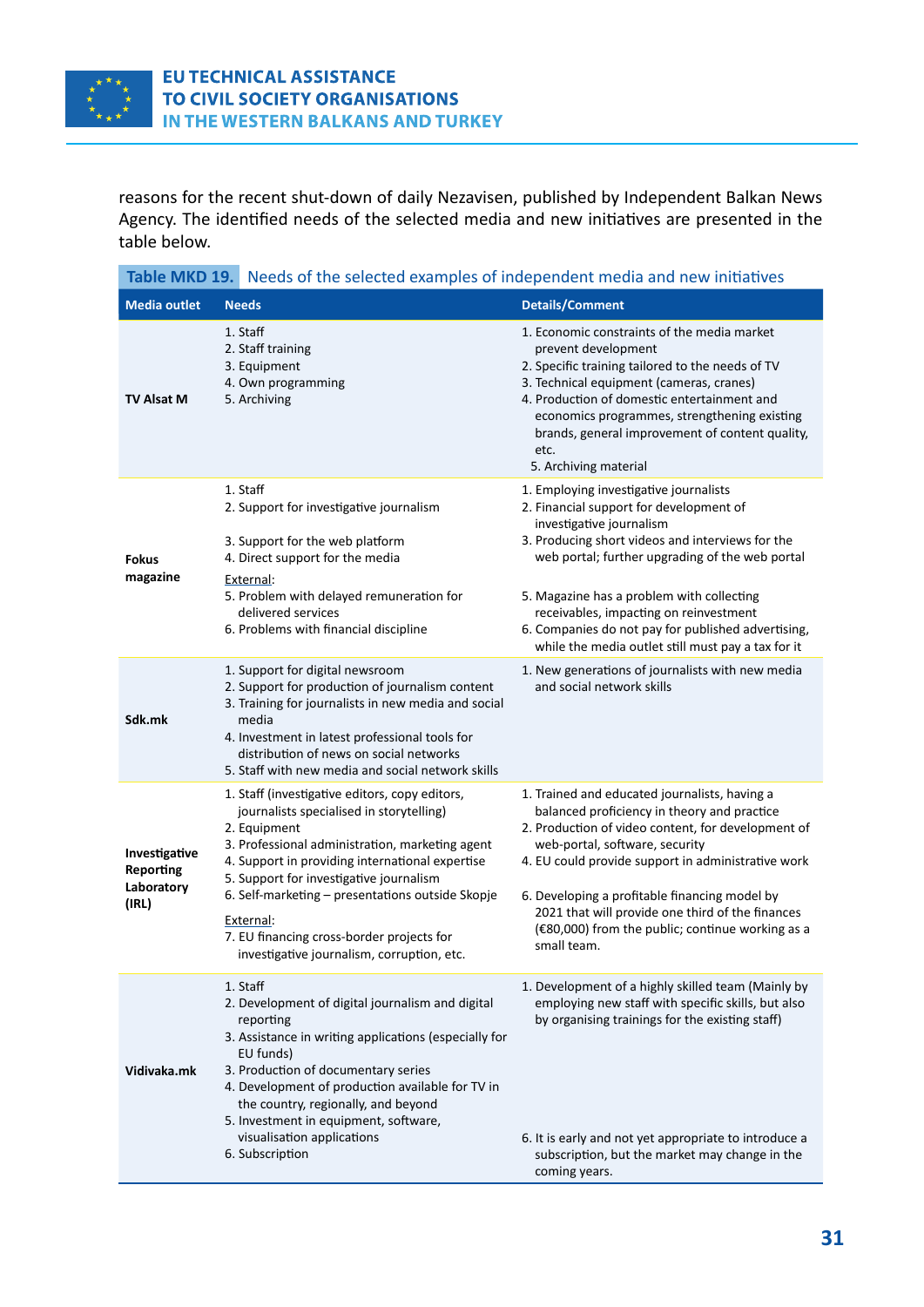reasons for the recent shut-down of daily Nezavisen, published by Independent Balkan News Agency. The identified needs of the selected media and new initiatives are presented in the table below.

**Table MKD 19.** Needs of the selected examples of independent media and new initiatives

| Media outlet | Needs | Details/Comment |
|---|---|---|
| **TV Alsat M** | 1. Staff<br>2. Staff training<br>3. Equipment<br>4. Own programming<br>5. Archiving | 1. Economic constraints of the media market prevent development<br>2. Specific training tailored to the needs of TV<br>3. Technical equipment (cameras, cranes)<br>4. Production of domestic entertainment and economics programmes, strengthening existing brands, general improvement of content quality, etc.<br>5. Archiving material |
| **Fokus magazine** | 1. Staff<br>2. Support for investigative journalism<br>3. Support for the web platform<br>4. Direct support for the media<br>External:<br>5. Problem with delayed remuneration for delivered services<br>6. Problems with financial discipline | 1. Employing investigative journalists<br>2. Financial support for development of investigative journalism<br>3. Producing short videos and interviews for the web portal; further upgrading of the web portal<br>5. Magazine has a problem with collecting receivables, impacting on reinvestment<br>6. Companies do not pay for published advertising, while the media outlet still must pay a tax for it |
| **Sdk.mk** | 1. Support for digital newsroom<br>2. Support for production of journalism content<br>3. Training for journalists in new media and social media<br>4. Investment in latest professional tools for distribution of news on social networks<br>5. Staff with new media and social network skills | 1. New generations of journalists with new media and social network skills |
| **Investigative Reporting Laboratory (IRL)** | 1. Staff (investigative editors, copy editors, journalists specialised in storytelling)<br>2. Equipment<br>3. Professional administration, marketing agent<br>4. Support in providing international expertise<br>5. Support for investigative journalism<br>6. Self-marketing – presentations outside Skopje<br>External:<br>7. EU financing cross-border projects for investigative journalism, corruption, etc. | 1. Trained and educated journalists, having a balanced proficiency in theory and practice<br>2. Production of video content, for development of web-portal, software, security<br>4. EU could provide support in administrative work<br>6. Developing a profitable financing model by 2021 that will provide one third of the finances (€80,000) from the public; continue working as a small team. |
| **Vidivaka.mk** | 1. Staff<br>2. Development of digital journalism and digital reporting<br>3. Assistance in writing applications (especially for EU funds)<br>3. Production of documentary series<br>4. Development of production available for TV in the country, regionally, and beyond<br>5. Investment in equipment, software, visualisation applications<br>6. Subscription | 1. Development of a highly skilled team (Mainly by employing new staff with specific skills, but also by organising trainings for the existing staff)<br>6. It is early and not yet appropriate to introduce a subscription, but the market may change in the coming years. |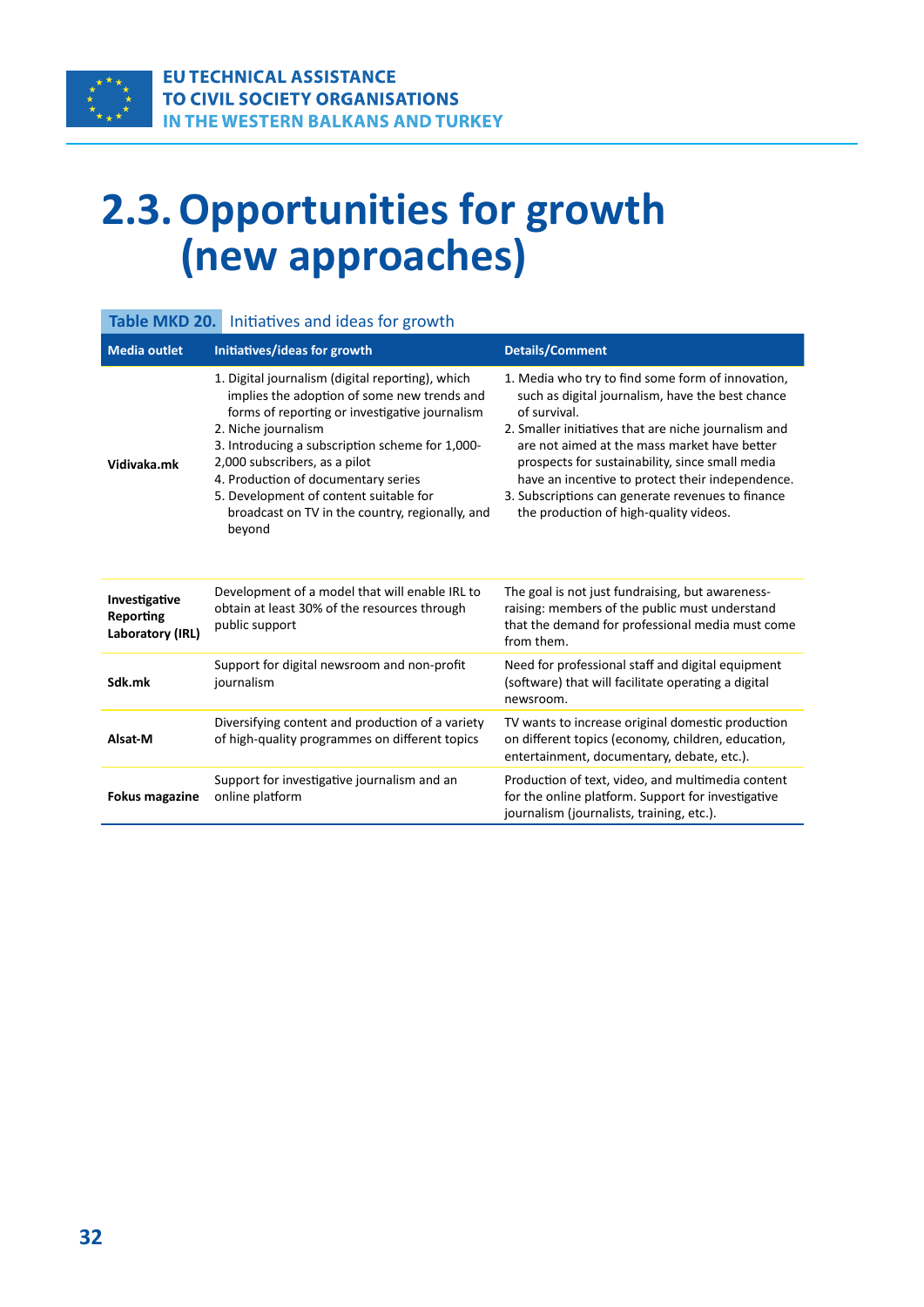# 2.3. Opportunities for growth (new approaches)

**Table MKD 20.** Initiatives and ideas for growth

| Media outlet | Initiatives/ideas for growth | Details/Comment |
|---|---|---|
| **Vidivaka.mk** | 1. Digital journalism (digital reporting), which implies the adoption of some new trends and forms of reporting or investigative journalism<br>2. Niche journalism<br>3. Introducing a subscription scheme for 1,000-2,000 subscribers, as a pilot<br>4. Production of documentary series<br>5. Development of content suitable for broadcast on TV in the country, regionally, and beyond | 1. Media who try to find some form of innovation, such as digital journalism, have the best chance of survival.<br>2. Smaller initiatives that are niche journalism and are not aimed at the mass market have better prospects for sustainability, since small media have an incentive to protect their independence.<br>3. Subscriptions can generate revenues to finance the production of high-quality videos. |
| **Investigative Reporting Laboratory (IRL)** | Development of a model that will enable IRL to obtain at least 30% of the resources through public support | The goal is not just fundraising, but awareness-raising: members of the public must understand that the demand for professional media must come from them. |
| **Sdk.mk** | Support for digital newsroom and non-profit journalism | Need for professional staff and digital equipment (software) that will facilitate operating a digital newsroom. |
| **Alsat-M** | Diversifying content and production of a variety of high-quality programmes on different topics | TV wants to increase original domestic production on different topics (economy, children, education, entertainment, documentary, debate, etc.). |
| **Fokus magazine** | Support for investigative journalism and an online platform | Production of text, video, and multimedia content for the online platform. Support for investigative journalism (journalists, training, etc.). |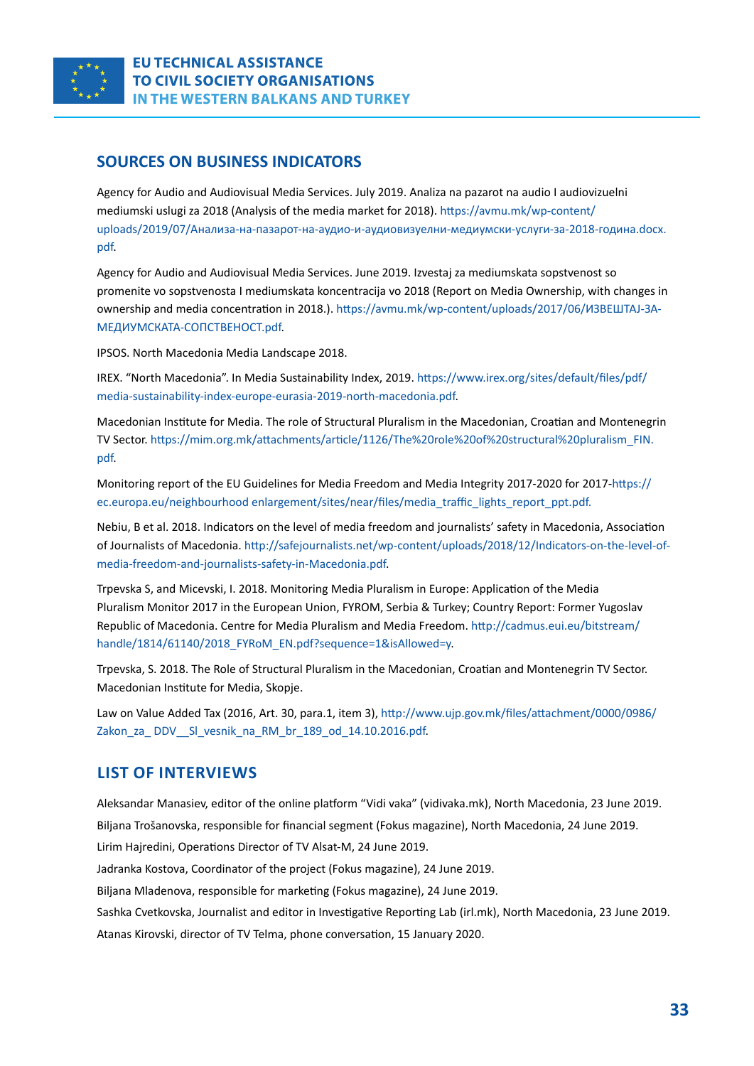## SOURCES ON BUSINESS INDICATORS

Agency for Audio and Audiovisual Media Services. July 2019. Analiza na pazarot na audio I audiovizuelni mediumski uslugi za 2018 (Analysis of the media market for 2018). https://avmu.mk/wp-content/uploads/2019/07/Анализа-на-пазарот-на-аудио-и-аудиовизуелни-медиумски-услуги-за-2018-година.docx.pdf.

Agency for Audio and Audiovisual Media Services. June 2019. Izvestaj za mediumskata sopstvenost so promenite vo sopstvenosta I mediumskata koncentracija vo 2018 (Report on Media Ownership, with changes in ownership and media concentration in 2018.). https://avmu.mk/wp-content/uploads/2017/06/ИЗВЕШТАЈ-ЗА-МЕДИУМСКАТА-СОПСТВЕНОСТ.pdf.

IPSOS. North Macedonia Media Landscape 2018.

IREX. "North Macedonia". In Media Sustainability Index, 2019. https://www.irex.org/sites/default/files/pdf/media-sustainability-index-europe-eurasia-2019-north-macedonia.pdf.

Macedonian Institute for Media. The role of Structural Pluralism in the Macedonian, Croatian and Montenegrin TV Sector. https://mim.org.mk/attachments/article/1126/The%20role%20of%20structural%20pluralism_FIN.pdf.

Monitoring report of the EU Guidelines for Media Freedom and Media Integrity 2017-2020 for 2017-https://ec.europa.eu/neighbourhood enlargement/sites/near/files/media_traffic_lights_report_ppt.pdf.

Nebiu, B et al. 2018. Indicators on the level of media freedom and journalists' safety in Macedonia, Association of Journalists of Macedonia. http://safejournalists.net/wp-content/uploads/2018/12/Indicators-on-the-level-of-media-freedom-and-journalists-safety-in-Macedonia.pdf.

Trpevska S, and Micevski, I. 2018. Monitoring Media Pluralism in Europe: Application of the Media Pluralism Monitor 2017 in the European Union, FYROM, Serbia & Turkey; Country Report: Former Yugoslav Republic of Macedonia. Centre for Media Pluralism and Media Freedom. http://cadmus.eui.eu/bitstream/handle/1814/61140/2018_FYRoM_EN.pdf?sequence=1&isAllowed=y.

Trpevska, S. 2018. The Role of Structural Pluralism in the Macedonian, Croatian and Montenegrin TV Sector. Macedonian Institute for Media, Skopje.

Law on Value Added Tax (2016, Art. 30, para.1, item 3), http://www.ujp.gov.mk/files/attachment/0000/0986/Zakon_za_ DDV__Sl_vesnik_na_RM_br_189_od_14.10.2016.pdf.

## LIST OF INTERVIEWS

Aleksandar Manasiev, editor of the online platform "Vidi vaka" (vidivaka.mk), North Macedonia, 23 June 2019.

Biljana Trošanovska, responsible for financial segment (Fokus magazine), North Macedonia, 24 June 2019.

Lirim Hajredini, Operations Director of TV Alsat-M, 24 June 2019.

Jadranka Kostova, Coordinator of the project (Fokus magazine), 24 June 2019.

Biljana Mladenova, responsible for marketing (Fokus magazine), 24 June 2019.

Sashka Cvetkovska, Journalist and editor in Investigative Reporting Lab (irl.mk), North Macedonia, 23 June 2019.

Atanas Kirovski, director of TV Telma, phone conversation, 15 January 2020.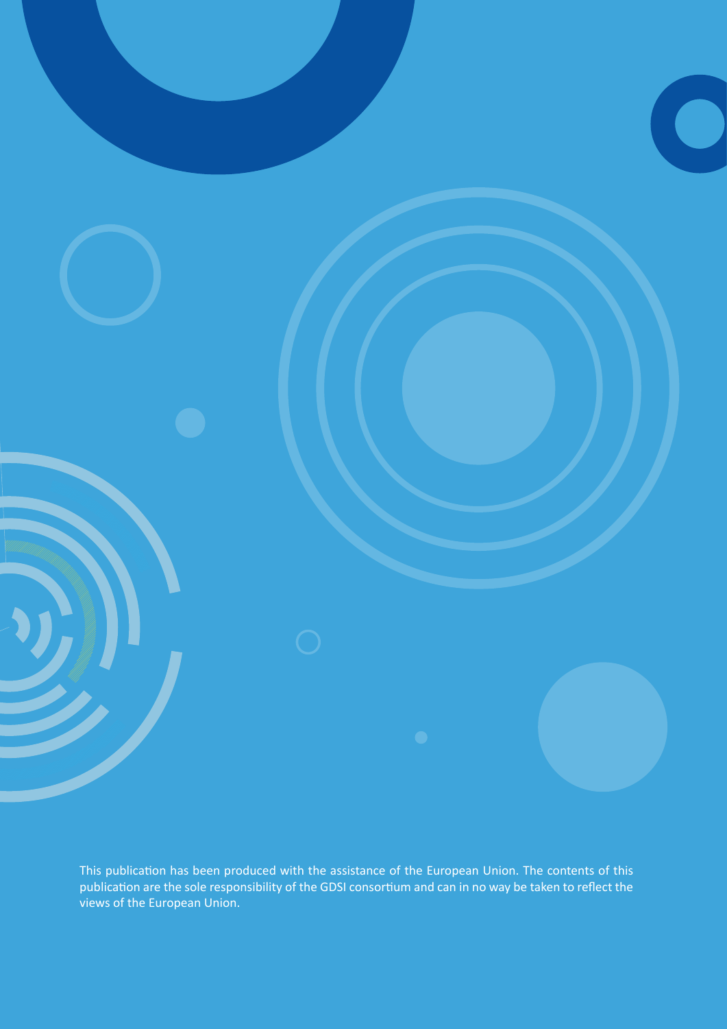This publication has been produced with the assistance of the European Union. The contents of this publication are the sole responsibility of the GDSI consortium and can in no way be taken to reflect the views of the European Union.